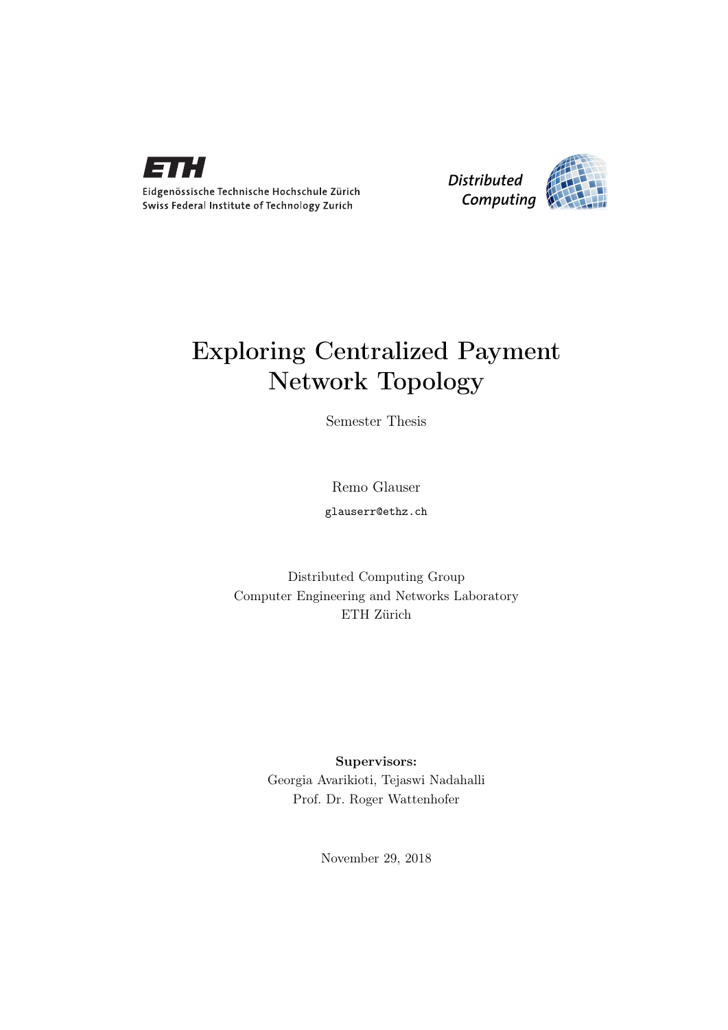ETH

Eidgenössische Technische Hochschule Zürich
Swiss Federal Institute of Technology Zurich

Distributed Computing

# Exploring Centralized Payment Network Topology

Semester Thesis

Remo Glauser

glauserr@ethz.ch

Distributed Computing Group
Computer Engineering and Networks Laboratory
ETH Zürich

**Supervisors:**
Georgia Avarikioti, Tejaswi Nadahalli
Prof. Dr. Roger Wattenhofer

November 29, 2018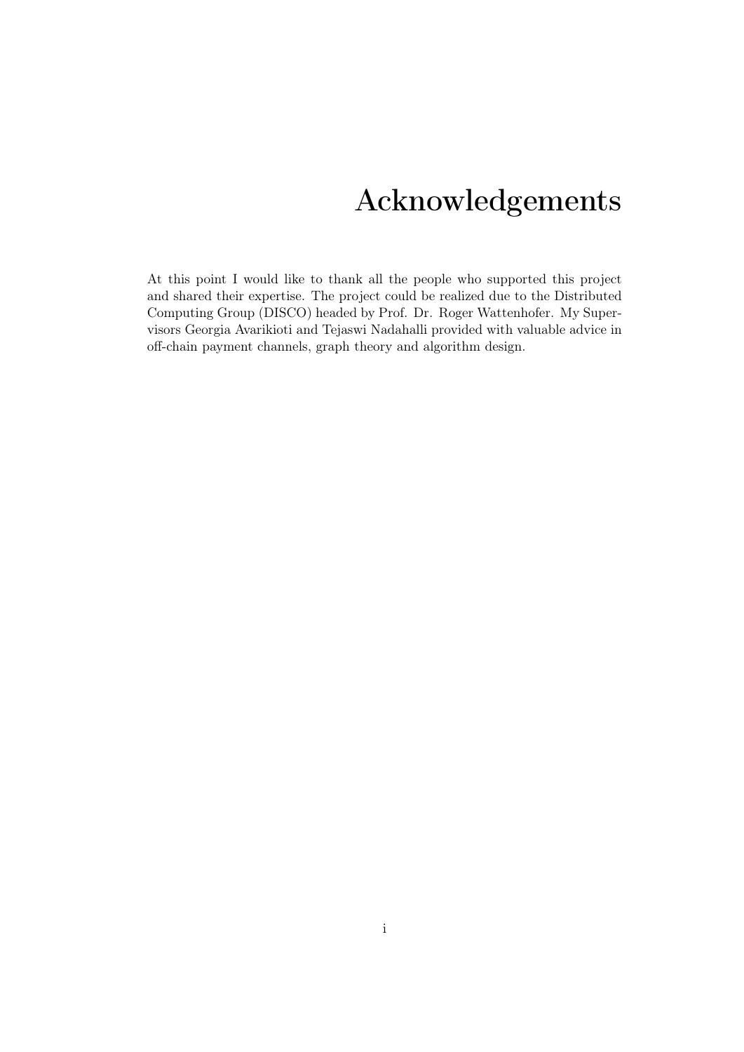# Acknowledgements

At this point I would like to thank all the people who supported this project and shared their expertise. The project could be realized due to the Distributed Computing Group (DISCO) headed by Prof. Dr. Roger Wattenhofer. My Supervisors Georgia Avarikioti and Tejaswi Nadahalli provided with valuable advice in off-chain payment channels, graph theory and algorithm design.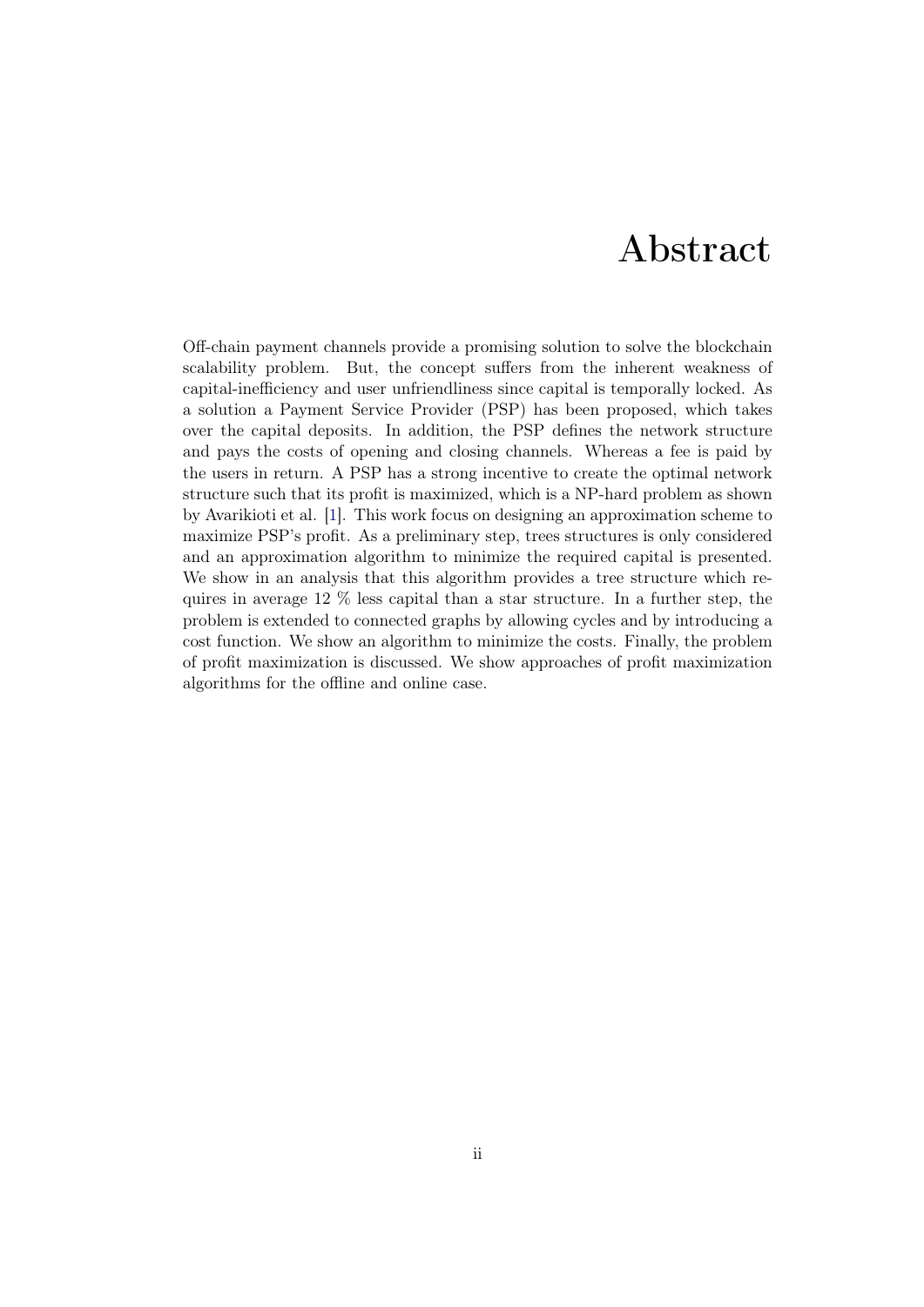# Abstract

Off-chain payment channels provide a promising solution to solve the blockchain scalability problem. But, the concept suffers from the inherent weakness of capital-inefficiency and user unfriendliness since capital is temporally locked. As a solution a Payment Service Provider (PSP) has been proposed, which takes over the capital deposits. In addition, the PSP defines the network structure and pays the costs of opening and closing channels. Whereas a fee is paid by the users in return. A PSP has a strong incentive to create the optimal network structure such that its profit is maximized, which is a NP-hard problem as shown by Avarikioti et al. [1]. This work focus on designing an approximation scheme to maximize PSP's profit. As a preliminary step, trees structures is only considered and an approximation algorithm to minimize the required capital is presented. We show in an analysis that this algorithm provides a tree structure which requires in average 12 % less capital than a star structure. In a further step, the problem is extended to connected graphs by allowing cycles and by introducing a cost function. We show an algorithm to minimize the costs. Finally, the problem of profit maximization is discussed. We show approaches of profit maximization algorithms for the offline and online case.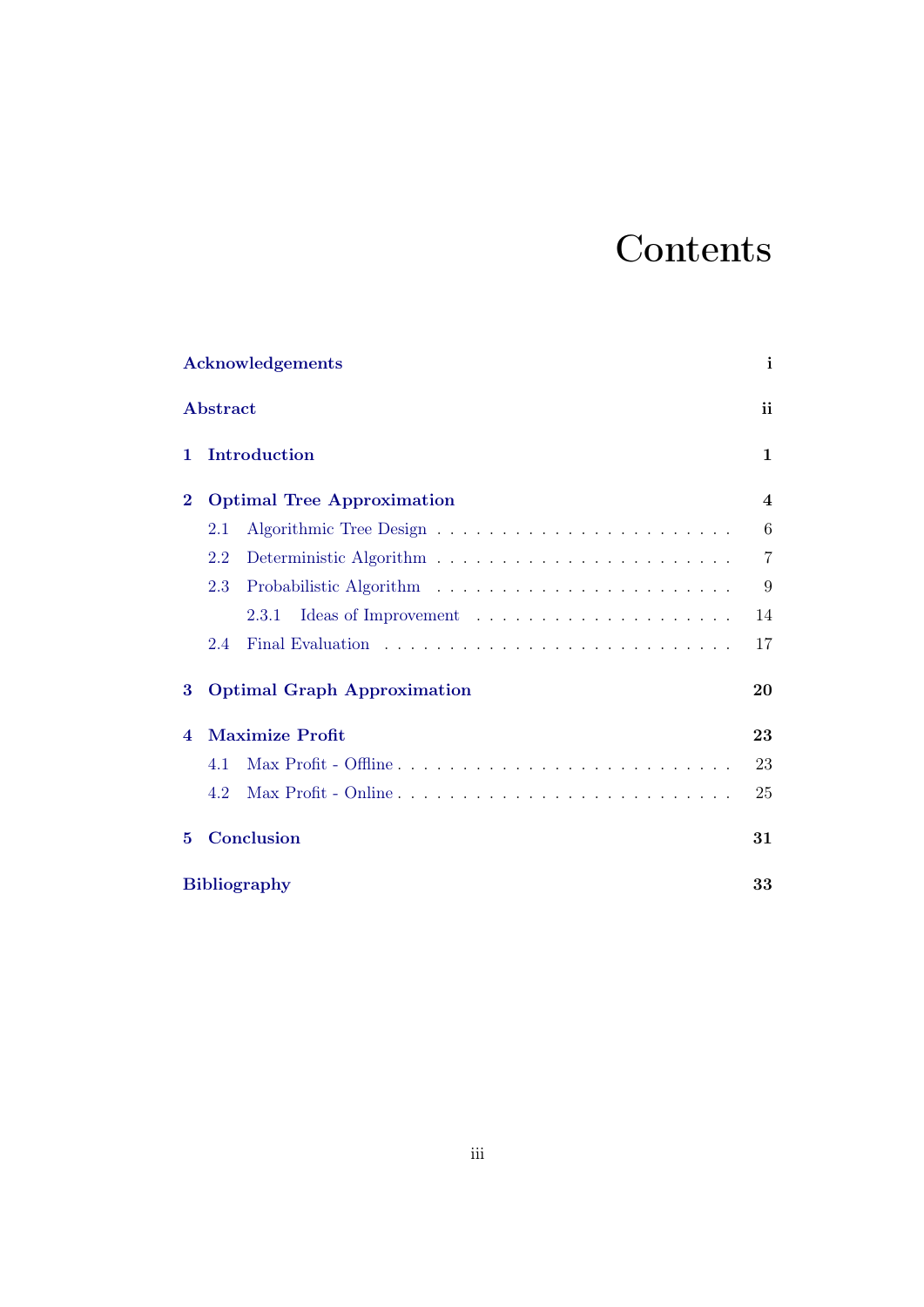# Contents

Acknowledgements ..... i

Abstract ..... ii

1 Introduction ..... 1

2 Optimal Tree Approximation ..... 4
- 2.1 Algorithmic Tree Design ..... 6
- 2.2 Deterministic Algorithm ..... 7
- 2.3 Probabilistic Algorithm ..... 9
  - 2.3.1 Ideas of Improvement ..... 14
- 2.4 Final Evaluation ..... 17

3 Optimal Graph Approximation ..... 20

4 Maximize Profit ..... 23
- 4.1 Max Profit - Offline ..... 23
- 4.2 Max Profit - Online ..... 25

5 Conclusion ..... 31

Bibliography ..... 33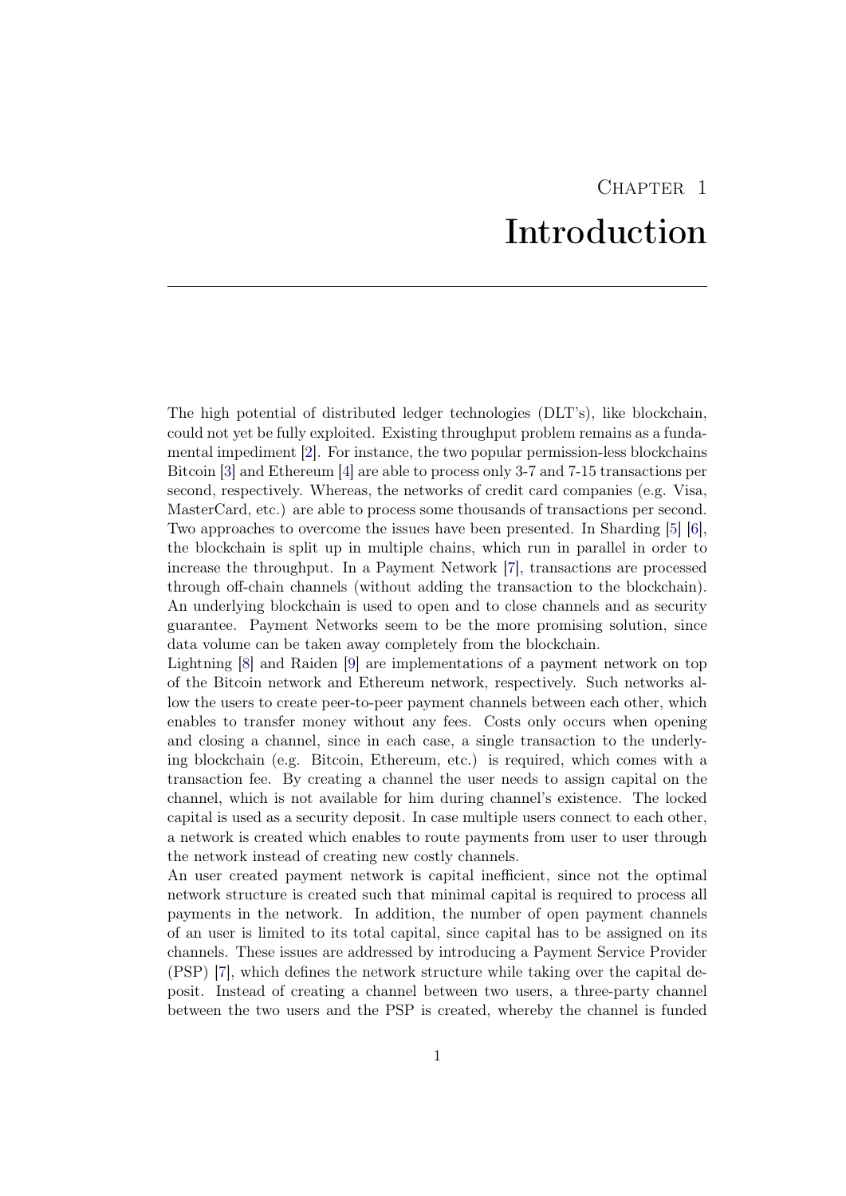# Chapter 1

# Introduction

The high potential of distributed ledger technologies (DLT's), like blockchain, could not yet be fully exploited. Existing throughput problem remains as a fundamental impediment [2]. For instance, the two popular permission-less blockchains Bitcoin [3] and Ethereum [4] are able to process only 3-7 and 7-15 transactions per second, respectively. Whereas, the networks of credit card companies (e.g. Visa, MasterCard, etc.) are able to process some thousands of transactions per second. Two approaches to overcome the issues have been presented. In Sharding [5] [6], the blockchain is split up in multiple chains, which run in parallel in order to increase the throughput. In a Payment Network [7], transactions are processed through off-chain channels (without adding the transaction to the blockchain). An underlying blockchain is used to open and to close channels and as security guarantee. Payment Networks seem to be the more promising solution, since data volume can be taken away completely from the blockchain.

Lightning [8] and Raiden [9] are implementations of a payment network on top of the Bitcoin network and Ethereum network, respectively. Such networks allow the users to create peer-to-peer payment channels between each other, which enables to transfer money without any fees. Costs only occurs when opening and closing a channel, since in each case, a single transaction to the underlying blockchain (e.g. Bitcoin, Ethereum, etc.) is required, which comes with a transaction fee. By creating a channel the user needs to assign capital on the channel, which is not available for him during channel's existence. The locked capital is used as a security deposit. In case multiple users connect to each other, a network is created which enables to route payments from user to user through the network instead of creating new costly channels.

An user created payment network is capital inefficient, since not the optimal network structure is created such that minimal capital is required to process all payments in the network. In addition, the number of open payment channels of an user is limited to its total capital, since capital has to be assigned on its channels. These issues are addressed by introducing a Payment Service Provider (PSP) [7], which defines the network structure while taking over the capital deposit. Instead of creating a channel between two users, a three-party channel between the two users and the PSP is created, whereby the channel is funded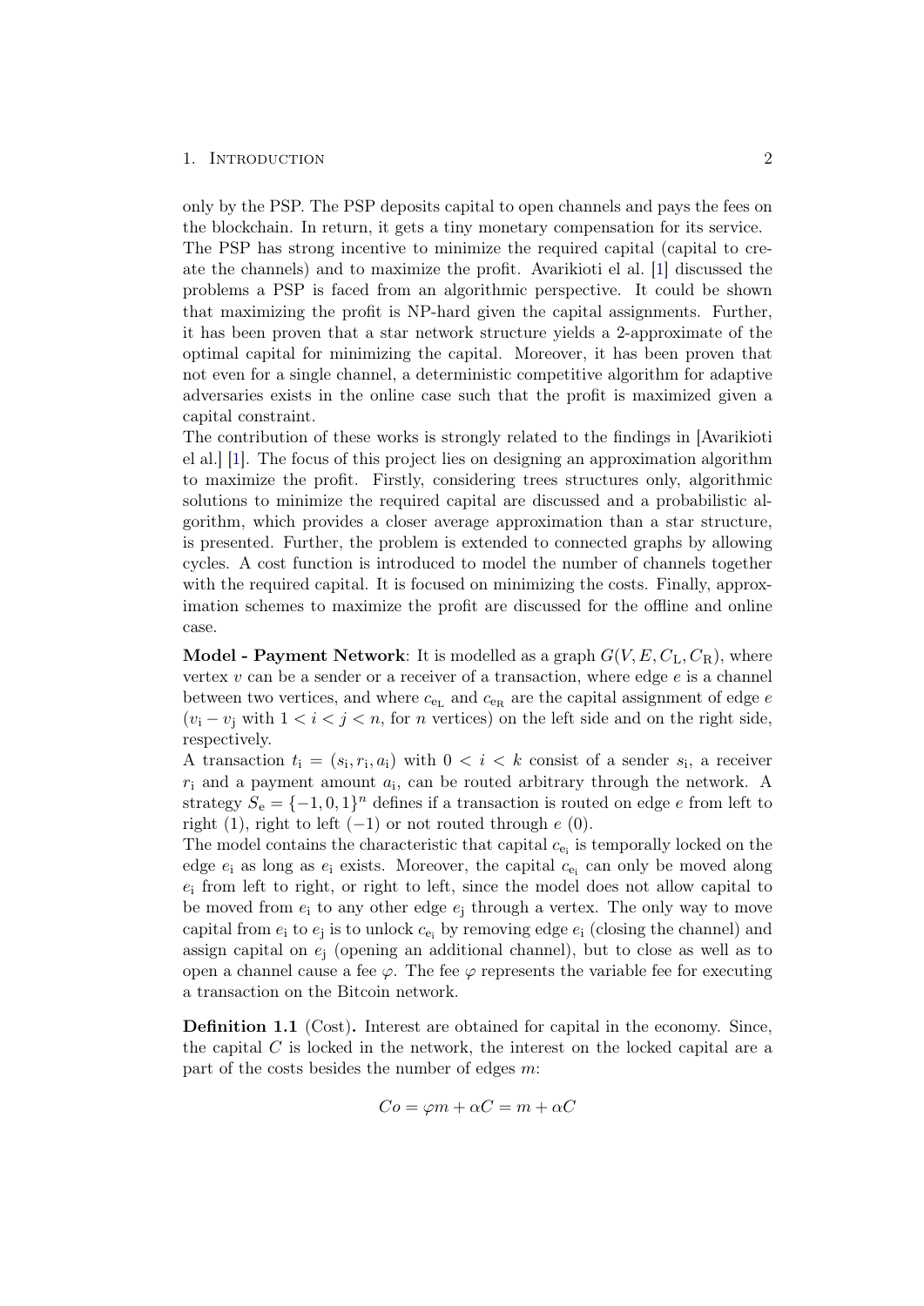only by the PSP. The PSP deposits capital to open channels and pays the fees on the blockchain. In return, it gets a tiny monetary compensation for its service. The PSP has strong incentive to minimize the required capital (capital to create the channels) and to maximize the profit. Avarikioti el al. [1] discussed the problems a PSP is faced from an algorithmic perspective. It could be shown that maximizing the profit is NP-hard given the capital assignments. Further, it has been proven that a star network structure yields a 2-approximate of the optimal capital for minimizing the capital. Moreover, it has been proven that not even for a single channel, a deterministic competitive algorithm for adaptive adversaries exists in the online case such that the profit is maximized given a capital constraint.

The contribution of these works is strongly related to the findings in [Avarikioti el al.] [1]. The focus of this project lies on designing an approximation algorithm to maximize the profit. Firstly, considering trees structures only, algorithmic solutions to minimize the required capital are discussed and a probabilistic algorithm, which provides a closer average approximation than a star structure, is presented. Further, the problem is extended to connected graphs by allowing cycles. A cost function is introduced to model the number of channels together with the required capital. It is focused on minimizing the costs. Finally, approximation schemes to maximize the profit are discussed for the offline and online case.

**Model - Payment Network**: It is modelled as a graph $G(V, E, C_{\mathrm{L}}, C_{\mathrm{R}})$, where vertex $v$ can be a sender or a receiver of a transaction, where edge $e$ is a channel between two vertices, and where $c_{e_{\mathrm{L}}}$ and $c_{e_{\mathrm{R}}}$ are the capital assignment of edge $e$ ($v_{\mathrm{i}} - v_{\mathrm{j}}$ with $1 < i < j < n$, for $n$ vertices) on the left side and on the right side, respectively.

A transaction $t_{\mathrm{i}} = (s_{\mathrm{i}}, r_{\mathrm{i}}, a_{\mathrm{i}})$ with $0 < i < k$ consist of a sender $s_{\mathrm{i}}$, a receiver $r_{\mathrm{i}}$ and a payment amount $a_{\mathrm{i}}$, can be routed arbitrary through the network. A strategy $S_{\mathrm{e}} = \{-1, 0, 1\}^n$ defines if a transaction is routed on edge $e$ from left to right (1), right to left ($-1$) or not routed through $e$ (0).

The model contains the characteristic that capital $c_{e_{\mathrm{i}}}$ is temporally locked on the edge $e_{\mathrm{i}}$ as long as $e_{\mathrm{i}}$ exists. Moreover, the capital $c_{e_{\mathrm{i}}}$ can only be moved along $e_{\mathrm{i}}$ from left to right, or right to left, since the model does not allow capital to be moved from $e_{\mathrm{i}}$ to any other edge $e_{\mathrm{j}}$ through a vertex. The only way to move capital from $e_{\mathrm{i}}$ to $e_{\mathrm{j}}$ is to unlock $c_{e_{\mathrm{i}}}$ by removing edge $e_{\mathrm{i}}$ (closing the channel) and assign capital on $e_{\mathrm{j}}$ (opening an additional channel), but to close as well as to open a channel cause a fee $\varphi$. The fee $\varphi$ represents the variable fee for executing a transaction on the Bitcoin network.

**Definition 1.1** (Cost)**.** Interest are obtained for capital in the economy. Since, the capital $C$ is locked in the network, the interest on the locked capital are a part of the costs besides the number of edges $m$:

$$Co = \varphi m + \alpha C = m + \alpha C$$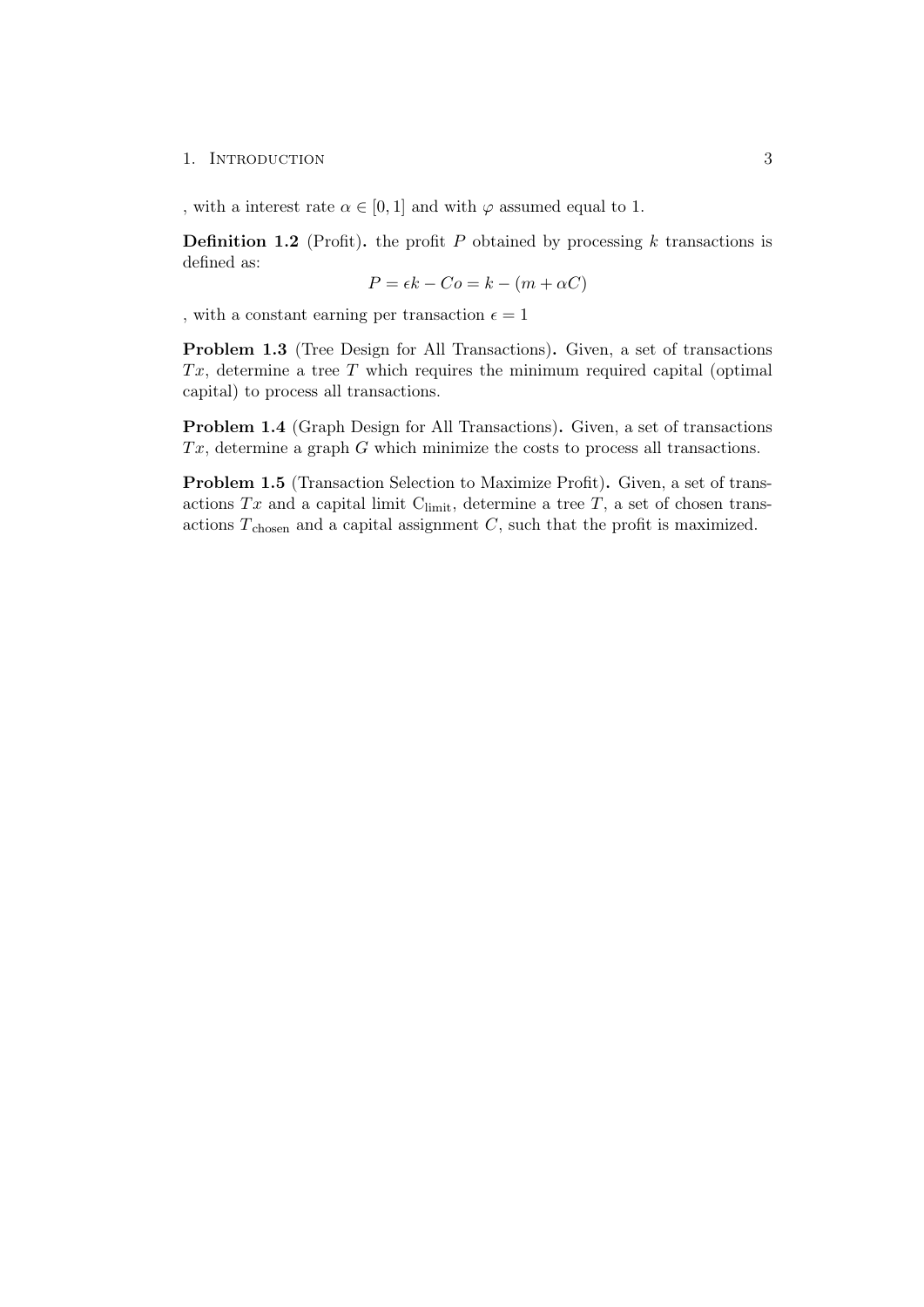, with a interest rate $\alpha \in [0, 1]$ and with $\varphi$ assumed equal to 1.

**Definition 1.2** (Profit)**.** the profit $P$ obtained by processing $k$ transactions is defined as:

$$P = \epsilon k - Co = k - (m + \alpha C)$$

, with a constant earning per transaction $\epsilon = 1$

**Problem 1.3** (Tree Design for All Transactions)**.** Given, a set of transactions $Tx$, determine a tree $T$ which requires the minimum required capital (optimal capital) to process all transactions.

**Problem 1.4** (Graph Design for All Transactions)**.** Given, a set of transactions $Tx$, determine a graph $G$ which minimize the costs to process all transactions.

**Problem 1.5** (Transaction Selection to Maximize Profit)**.** Given, a set of transactions $Tx$ and a capital limit $C_{\text{limit}}$, determine a tree $T$, a set of chosen transactions $T_{\text{chosen}}$ and a capital assignment $C$, such that the profit is maximized.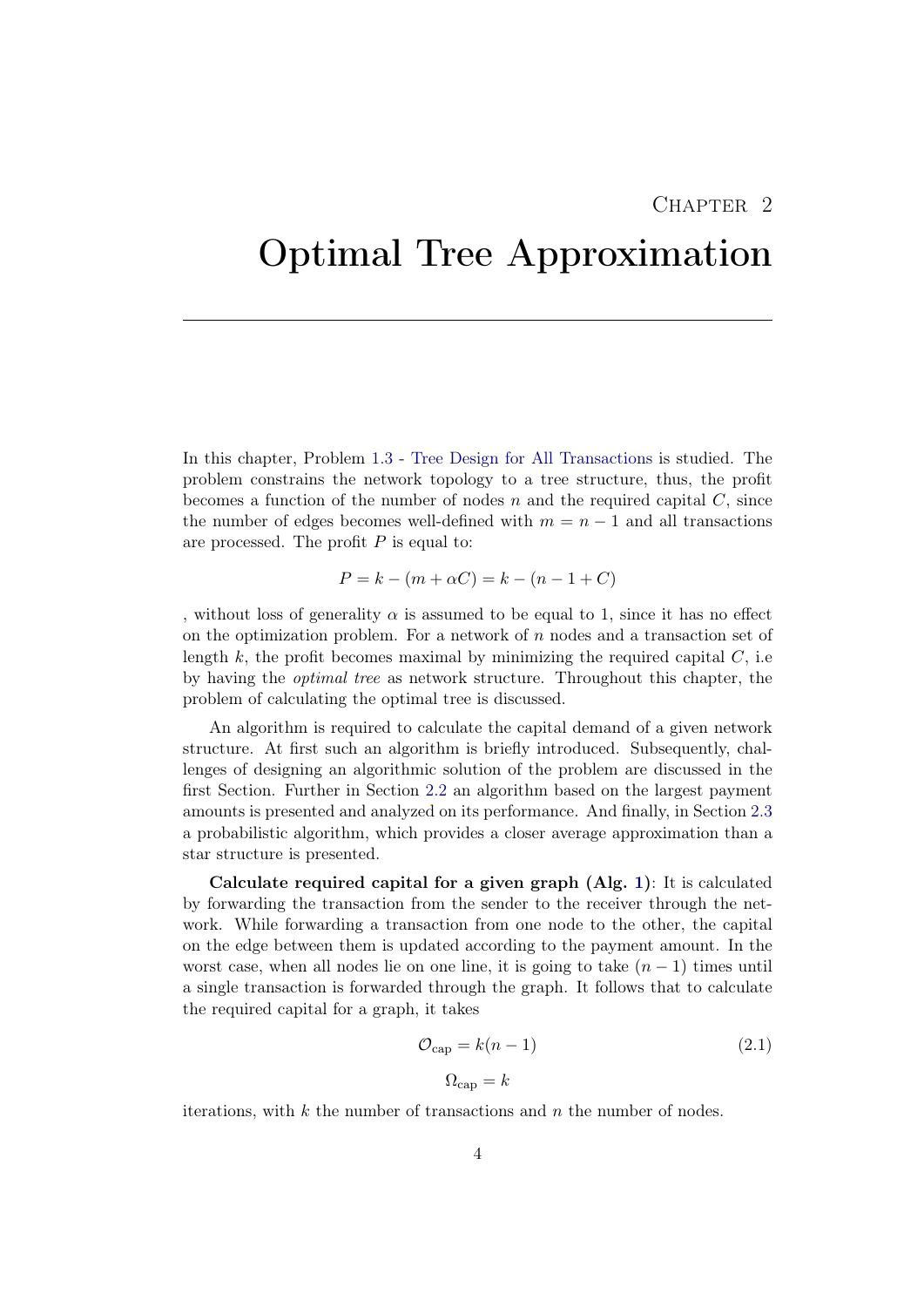# Chapter 2

# Optimal Tree Approximation

In this chapter, Problem 1.3 - Tree Design for All Transactions is studied. The problem constrains the network topology to a tree structure, thus, the profit becomes a function of the number of nodes $n$ and the required capital $C$, since the number of edges becomes well-defined with $m = n - 1$ and all transactions are processed. The profit $P$ is equal to:

$$P = k - (m + \alpha C) = k - (n - 1 + C)$$

, without loss of generality $\alpha$ is assumed to be equal to 1, since it has no effect on the optimization problem. For a network of $n$ nodes and a transaction set of length $k$, the profit becomes maximal by minimizing the required capital $C$, i.e by having the *optimal tree* as network structure. Throughout this chapter, the problem of calculating the optimal tree is discussed.

An algorithm is required to calculate the capital demand of a given network structure. At first such an algorithm is briefly introduced. Subsequently, challenges of designing an algorithmic solution of the problem are discussed in the first Section. Further in Section 2.2 an algorithm based on the largest payment amounts is presented and analyzed on its performance. And finally, in Section 2.3 a probabilistic algorithm, which provides a closer average approximation than a star structure is presented.

**Calculate required capital for a given graph (Alg. 1)**: It is calculated by forwarding the transaction from the sender to the receiver through the network. While forwarding a transaction from one node to the other, the capital on the edge between them is updated according to the payment amount. In the worst case, when all nodes lie on one line, it is going to take $(n-1)$ times until a single transaction is forwarded through the graph. It follows that to calculate the required capital for a graph, it takes

$$\mathcal{O}_{\text{cap}} = k(n-1) \tag{2.1}$$

$$\Omega_{\text{cap}} = k$$

iterations, with $k$ the number of transactions and $n$ the number of nodes.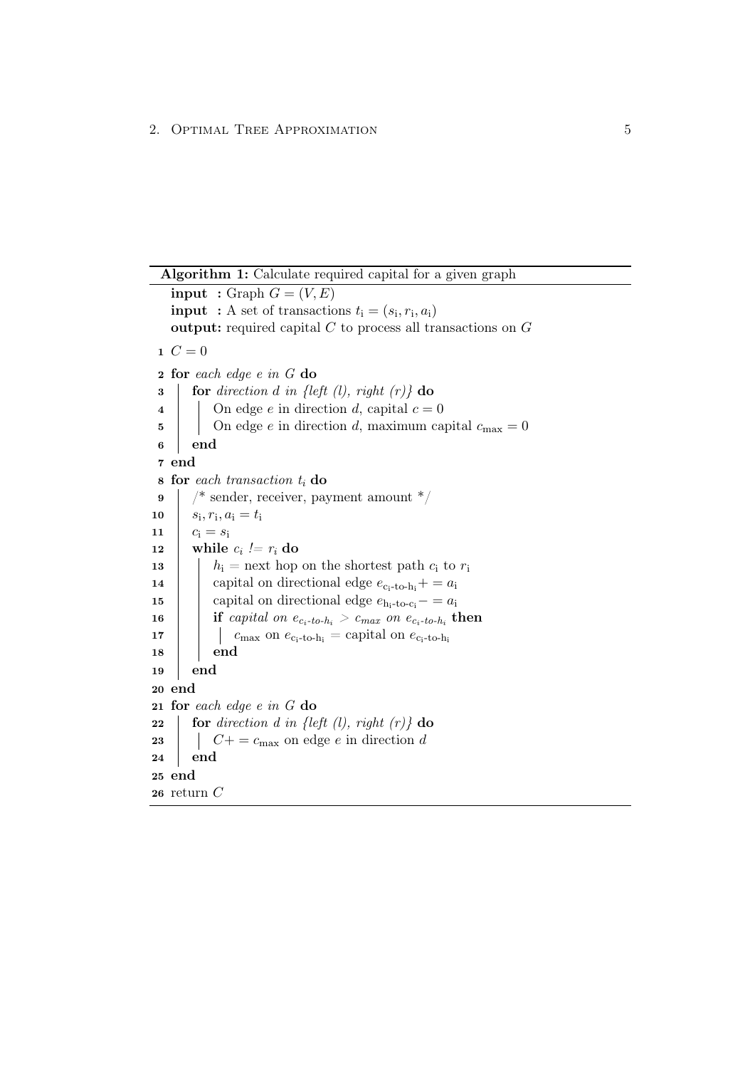**Algorithm 1:** Calculate required capital for a given graph

```
input  : Graph G = (V, E)
input  : A set of transactions t_i = (s_i, r_i, a_i)
output : required capital C to process all transactions on G

1  C = 0
2  for each edge e in G do
3  |   for direction d in {left (l), right (r)} do
4  |   |   On edge e in direction d, capital c = 0
5  |   |   On edge e in direction d, maximum capital c_max = 0
6  |   end
7  end
8  for each transaction t_i do
9  |   /* sender, receiver, payment amount */
10 |   s_i, r_i, a_i = t_i
11 |   c_i = s_i
12 |   while c_i != r_i do
13 |   |   h_i = next hop on the shortest path c_i to r_i
14 |   |   capital on directional edge e_{c_i-to-h_i} += a_i
15 |   |   capital on directional edge e_{h_i-to-c_i} -= a_i
16 |   |   if capital on e_{c_i-to-h_i} > c_max on e_{c_i-to-h_i} then
17 |   |   |   c_max on e_{c_i-to-h_i} = capital on e_{c_i-to-h_i}
18 |   |   end
19 |   end
20 end
21 for each edge e in G do
22 |   for direction d in {left (l), right (r)} do
23 |   |   C += c_max on edge e in direction d
24 |   end
25 end
26 return C
```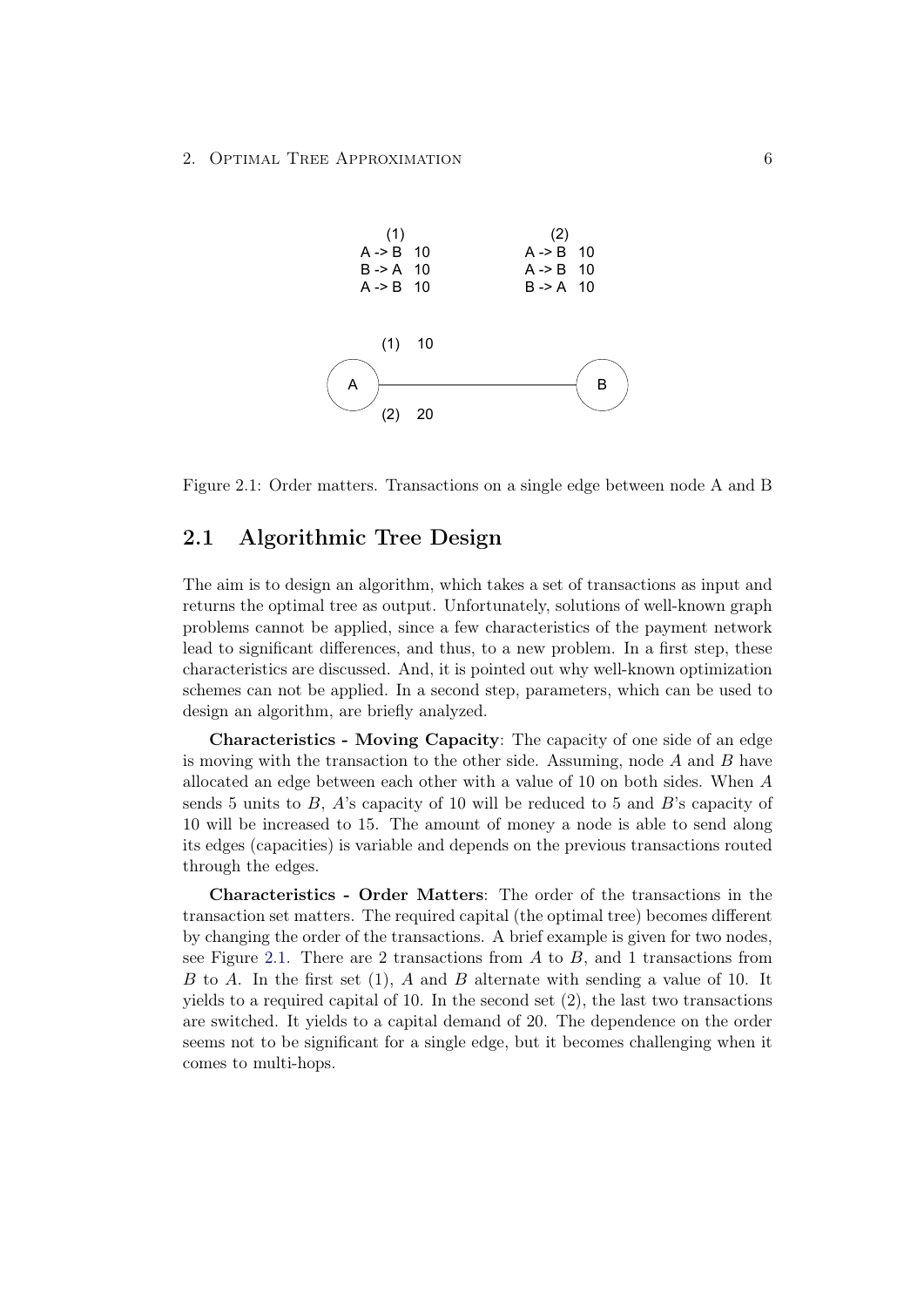(1)
A -> B 10
B -> A 10
A -> B 10

(2)
A -> B 10
A -> B 10
B -> A 10

(1) 10

A — B

(2) 20

Figure 2.1: Order matters. Transactions on a single edge between node A and B

## 2.1 Algorithmic Tree Design

The aim is to design an algorithm, which takes a set of transactions as input and returns the optimal tree as output. Unfortunately, solutions of well-known graph problems cannot be applied, since a few characteristics of the payment network lead to significant differences, and thus, to a new problem. In a first step, these characteristics are discussed. And, it is pointed out why well-known optimization schemes can not be applied. In a second step, parameters, which can be used to design an algorithm, are briefly analyzed.

**Characteristics - Moving Capacity**: The capacity of one side of an edge is moving with the transaction to the other side. Assuming, node $A$ and $B$ have allocated an edge between each other with a value of 10 on both sides. When $A$ sends 5 units to $B$, $A$'s capacity of 10 will be reduced to 5 and $B$'s capacity of 10 will be increased to 15. The amount of money a node is able to send along its edges (capacities) is variable and depends on the previous transactions routed through the edges.

**Characteristics - Order Matters**: The order of the transactions in the transaction set matters. The required capital (the optimal tree) becomes different by changing the order of the transactions. A brief example is given for two nodes, see Figure 2.1. There are 2 transactions from $A$ to $B$, and 1 transactions from $B$ to $A$. In the first set (1), $A$ and $B$ alternate with sending a value of 10. It yields to a required capital of 10. In the second set (2), the last two transactions are switched. It yields to a capital demand of 20. The dependence on the order seems not to be significant for a single edge, but it becomes challenging when it comes to multi-hops.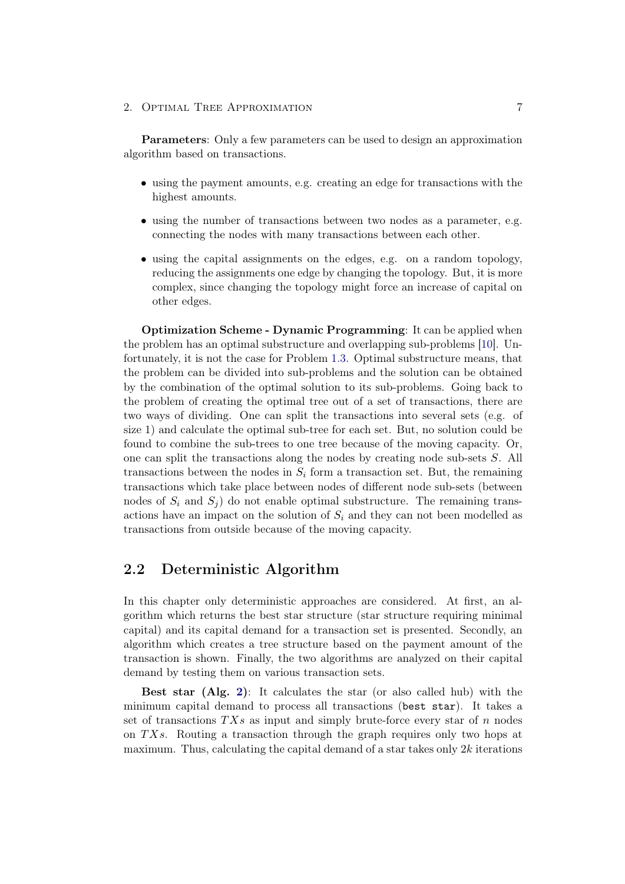**Parameters**: Only a few parameters can be used to design an approximation algorithm based on transactions.

- using the payment amounts, e.g. creating an edge for transactions with the highest amounts.
- using the number of transactions between two nodes as a parameter, e.g. connecting the nodes with many transactions between each other.
- using the capital assignments on the edges, e.g. on a random topology, reducing the assignments one edge by changing the topology. But, it is more complex, since changing the topology might force an increase of capital on other edges.

**Optimization Scheme - Dynamic Programming**: It can be applied when the problem has an optimal substructure and overlapping sub-problems [10]. Unfortunately, it is not the case for Problem 1.3. Optimal substructure means, that the problem can be divided into sub-problems and the solution can be obtained by the combination of the optimal solution to its sub-problems. Going back to the problem of creating the optimal tree out of a set of transactions, there are two ways of dividing. One can split the transactions into several sets (e.g. of size 1) and calculate the optimal sub-tree for each set. But, no solution could be found to combine the sub-trees to one tree because of the moving capacity. Or, one can split the transactions along the nodes by creating node sub-sets $S$. All transactions between the nodes in $S_i$ form a transaction set. But, the remaining transactions which take place between nodes of different node sub-sets (between nodes of $S_i$ and $S_j$) do not enable optimal substructure. The remaining transactions have an impact on the solution of $S_i$ and they can not been modelled as transactions from outside because of the moving capacity.

## 2.2 Deterministic Algorithm

In this chapter only deterministic approaches are considered. At first, an algorithm which returns the best star structure (star structure requiring minimal capital) and its capital demand for a transaction set is presented. Secondly, an algorithm which creates a tree structure based on the payment amount of the transaction is shown. Finally, the two algorithms are analyzed on their capital demand by testing them on various transaction sets.

**Best star (Alg. 2)**: It calculates the star (or also called hub) with the minimum capital demand to process all transactions (`best star`). It takes a set of transactions $TXs$ as input and simply brute-force every star of $n$ nodes on $TXs$. Routing a transaction through the graph requires only two hops at maximum. Thus, calculating the capital demand of a star takes only $2k$ iterations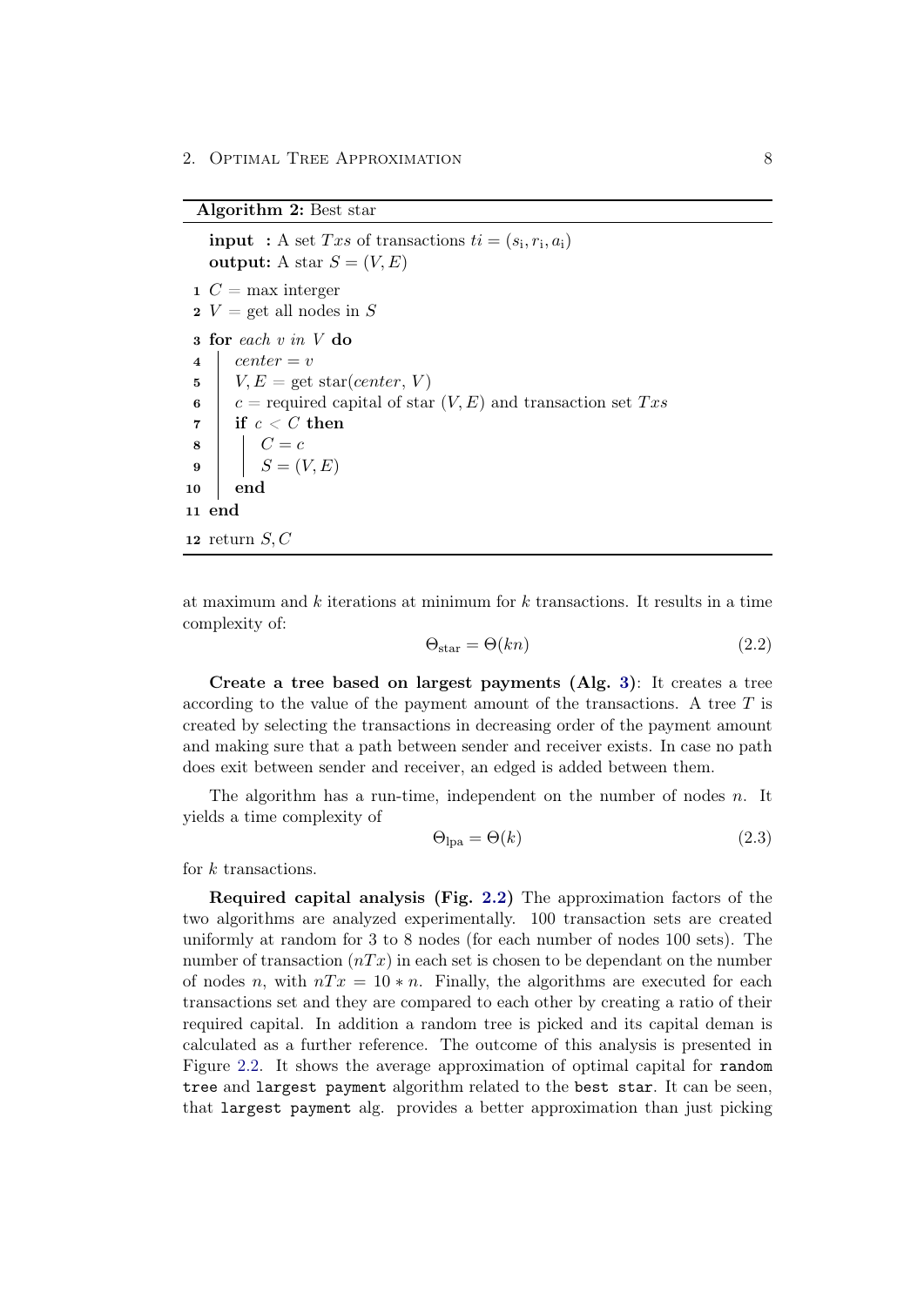**Algorithm 2:** Best star

```
input  : A set Txs of transactions ti = (s_i, r_i, a_i)
output: A star S = (V, E)
1  C = max interger
2  V = get all nodes in S
3  for each v in V do
4      center = v
5      V, E = get star(center, V)
6      c = required capital of star (V, E) and transaction set Txs
7      if c < C then
8          C = c
9          S = (V, E)
10     end
11 end
12 return S, C
```

at maximum and $k$ iterations at minimum for $k$ transactions. It results in a time complexity of:

$$\Theta_{\text{star}} = \Theta(kn) \tag{2.2}$$

**Create a tree based on largest payments (Alg. 3)**: It creates a tree according to the value of the payment amount of the transactions. A tree $T$ is created by selecting the transactions in decreasing order of the payment amount and making sure that a path between sender and receiver exists. In case no path does exit between sender and receiver, an edged is added between them.

The algorithm has a run-time, independent on the number of nodes $n$. It yields a time complexity of

$$\Theta_{\text{lpa}} = \Theta(k) \tag{2.3}$$

for $k$ transactions.

**Required capital analysis (Fig. 2.2)** The approximation factors of the two algorithms are analyzed experimentally. 100 transaction sets are created uniformly at random for 3 to 8 nodes (for each number of nodes 100 sets). The number of transaction ($nTx$) in each set is chosen to be dependant on the number of nodes $n$, with $nTx = 10 * n$. Finally, the algorithms are executed for each transactions set and they are compared to each other by creating a ratio of their required capital. In addition a random tree is picked and its capital deman is calculated as a further reference. The outcome of this analysis is presented in Figure 2.2. It shows the average approximation of optimal capital for `random tree` and `largest payment` algorithm related to the `best star`. It can be seen, that `largest payment` alg. provides a better approximation than just picking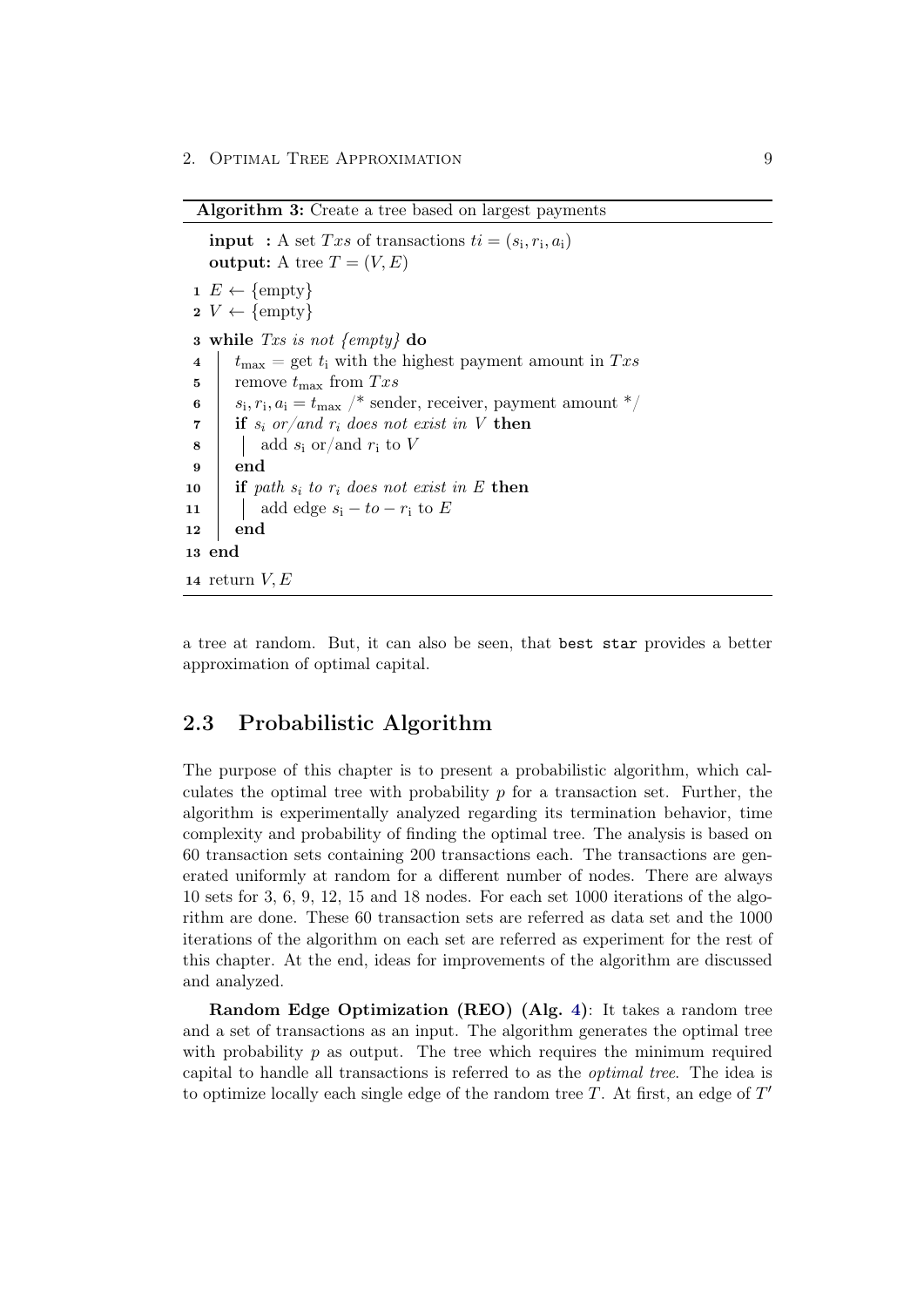**Algorithm 3:** Create a tree based on largest payments

```
input  : A set Txs of transactions ti = (s_i, r_i, a_i)
output: A tree T = (V, E)
1  E ← {empty}
2  V ← {empty}
3  while Txs is not {empty} do
4      t_max = get t_i with the highest payment amount in Txs
5      remove t_max from Txs
6      s_i, r_i, a_i = t_max /* sender, receiver, payment amount */
7      if s_i or/and r_i does not exist in V then
8          add s_i or/and r_i to V
9      end
10     if path s_i to r_i does not exist in E then
11         add edge s_i − to − r_i to E
12     end
13 end
14 return V, E
```

a tree at random. But, it can also be seen, that `best star` provides a better approximation of optimal capital.

## 2.3 Probabilistic Algorithm

The purpose of this chapter is to present a probabilistic algorithm, which calculates the optimal tree with probability $p$ for a transaction set. Further, the algorithm is experimentally analyzed regarding its termination behavior, time complexity and probability of finding the optimal tree. The analysis is based on 60 transaction sets containing 200 transactions each. The transactions are generated uniformly at random for a different number of nodes. There are always 10 sets for 3, 6, 9, 12, 15 and 18 nodes. For each set 1000 iterations of the algorithm are done. These 60 transaction sets are referred as data set and the 1000 iterations of the algorithm on each set are referred as experiment for the rest of this chapter. At the end, ideas for improvements of the algorithm are discussed and analyzed.

**Random Edge Optimization (REO) (Alg. 4)**: It takes a random tree and a set of transactions as an input. The algorithm generates the optimal tree with probability $p$ as output. The tree which requires the minimum required capital to handle all transactions is referred to as the *optimal tree*. The idea is to optimize locally each single edge of the random tree $T$. At first, an edge of $T'$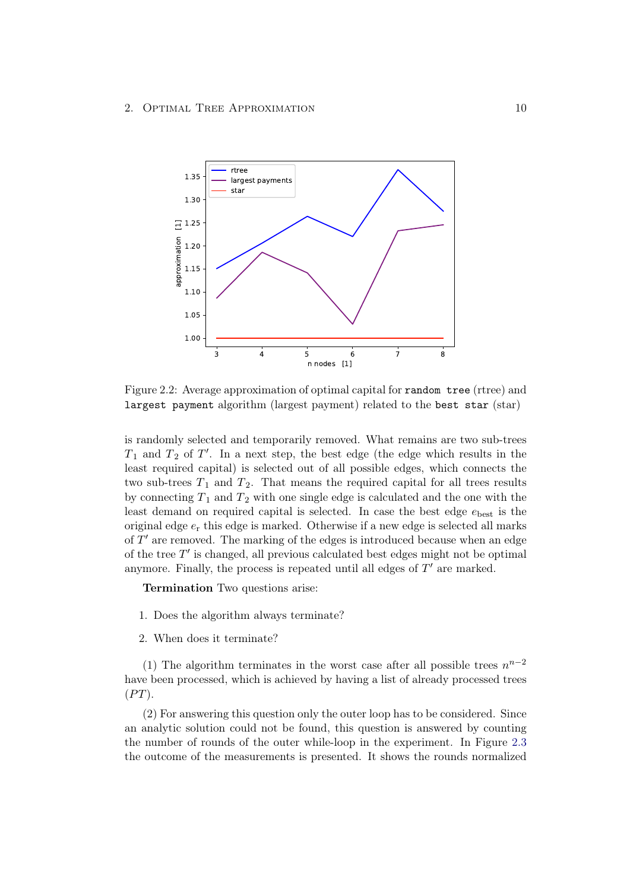Figure 2.2: Average approximation of optimal capital for `random tree` (rtree) and `largest payment` algorithm (largest payment) related to the `best star` (star)

is randomly selected and temporarily removed. What remains are two sub-trees $T_1$ and $T_2$ of $T'$. In a next step, the best edge (the edge which results in the least required capital) is selected out of all possible edges, which connects the two sub-trees $T_1$ and $T_2$. That means the required capital for all trees results by connecting $T_1$ and $T_2$ with one single edge is calculated and the one with the least demand on required capital is selected. In case the best edge $e_{\text{best}}$ is the original edge $e_{\text{r}}$ this edge is marked. Otherwise if a new edge is selected all marks of $T'$ are removed. The marking of the edges is introduced because when an edge of the tree $T'$ is changed, all previous calculated best edges might not be optimal anymore. Finally, the process is repeated until all edges of $T'$ are marked.

**Termination** Two questions arise:

1. Does the algorithm always terminate?
2. When does it terminate?

(1) The algorithm terminates in the worst case after all possible trees $n^{n-2}$ have been processed, which is achieved by having a list of already processed trees ($PT$).

(2) For answering this question only the outer loop has to be considered. Since an analytic solution could not be found, this question is answered by counting the number of rounds of the outer while-loop in the experiment. In Figure 2.3 the outcome of the measurements is presented. It shows the rounds normalized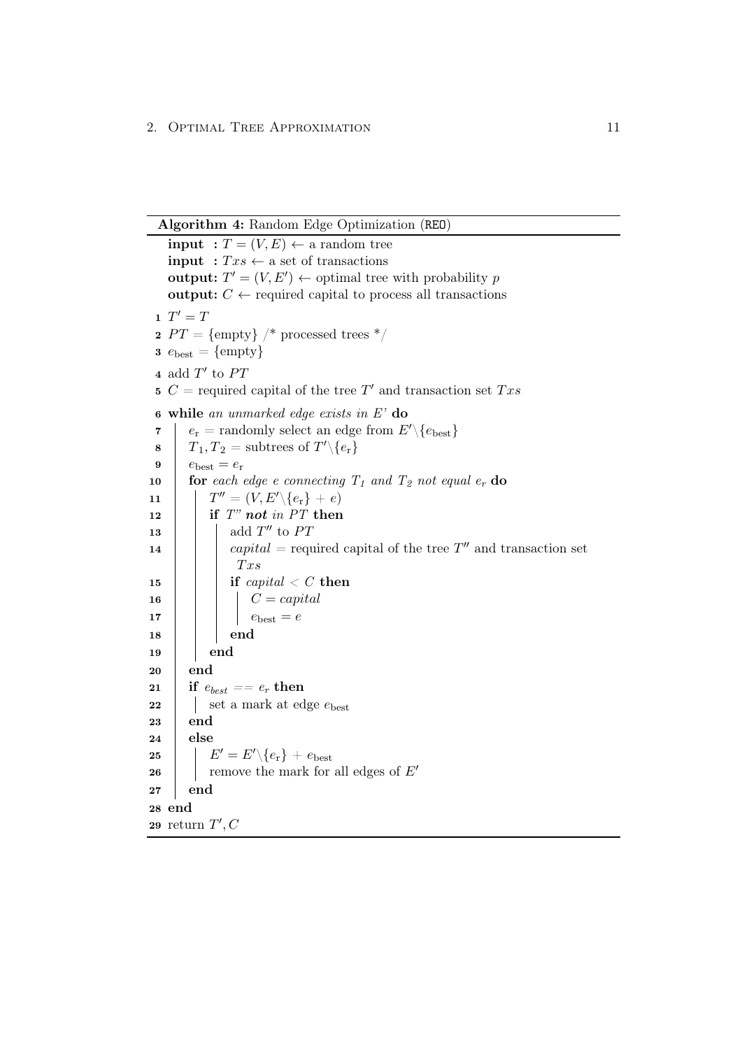**Algorithm 4:** Random Edge Optimization (REO)

```
   input  : T = (V, E) ← a random tree
   input  : Txs ← a set of transactions
   output: T' = (V, E') ← optimal tree with probability p
   output: C ← required capital to process all transactions
 1 T' = T
 2 PT = {empty} /* processed trees */
 3 e_best = {empty}
 4 add T' to PT
 5 C = required capital of the tree T' and transaction set Txs
 6 while an unmarked edge exists in E' do
 7     e_r = randomly select an edge from E'\{e_best}
 8     T_1, T_2 = subtrees of T'\{e_r}
 9     e_best = e_r
10     for each edge e connecting T_1 and T_2 not equal e_r do
11         T'' = (V, E'\{e_r} + e)
12         if T" not in PT then
13             add T'' to PT
14             capital = required capital of the tree T'' and transaction set
                Txs
15             if capital < C then
16                 C = capital
17                 e_best = e
18             end
19         end
20     end
21     if e_best == e_r then
22         set a mark at edge e_best
23     end
24     else
25         E' = E'\{e_r} + e_best
26         remove the mark for all edges of E'
27     end
28 end
29 return T', C
```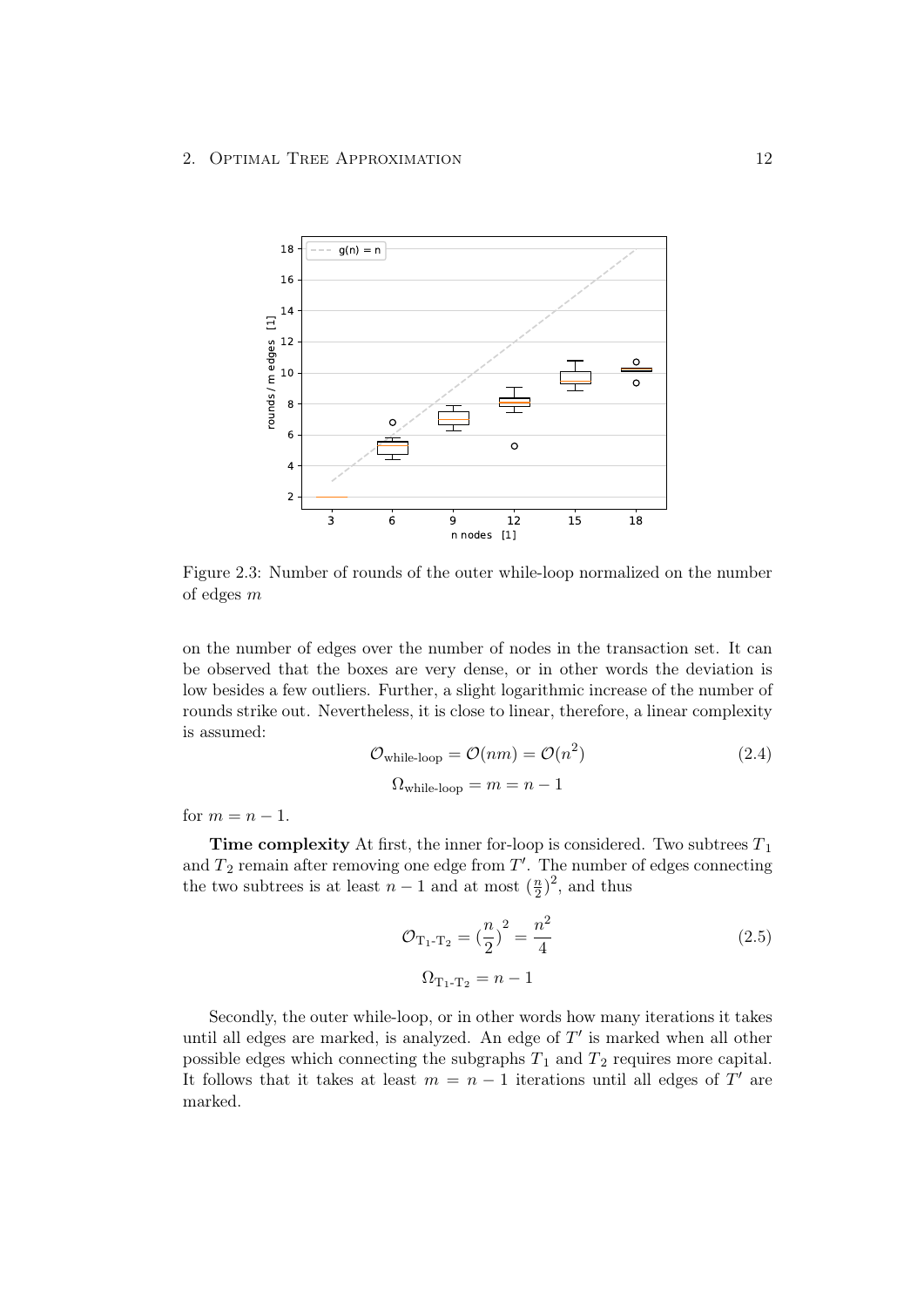Figure 2.3: Number of rounds of the outer while-loop normalized on the number of edges $m$

on the number of edges over the number of nodes in the transaction set. It can be observed that the boxes are very dense, or in other words the deviation is low besides a few outliers. Further, a slight logarithmic increase of the number of rounds strike out. Nevertheless, it is close to linear, therefore, a linear complexity is assumed:

$$\mathcal{O}_{\text{while-loop}} = \mathcal{O}(nm) = \mathcal{O}(n^2) \tag{2.4}$$

$$\Omega_{\text{while-loop}} = m = n - 1$$

for $m = n - 1$.

**Time complexity** At first, the inner for-loop is considered. Two subtrees $T_1$ and $T_2$ remain after removing one edge from $T'$. The number of edges connecting the two subtrees is at least $n-1$ and at most $(\frac{n}{2})^2$, and thus

$$\mathcal{O}_{\text{T}_1\text{-T}_2} = (\frac{n}{2})^2 = \frac{n^2}{4} \tag{2.5}$$

$$\Omega_{\text{T}_1\text{-T}_2} = n - 1$$

Secondly, the outer while-loop, or in other words how many iterations it takes until all edges are marked, is analyzed. An edge of $T'$ is marked when all other possible edges which connecting the subgraphs $T_1$ and $T_2$ requires more capital. It follows that it takes at least $m = n - 1$ iterations until all edges of $T'$ are marked.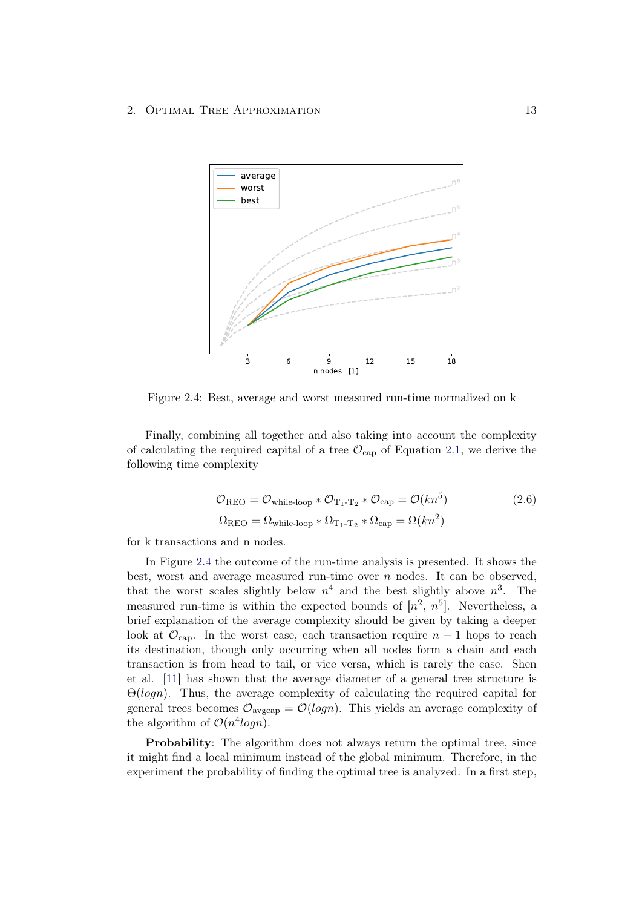Figure 2.4: Best, average and worst measured run-time normalized on k

Finally, combining all together and also taking into account the complexity of calculating the required capital of a tree $\mathcal{O}_{\text{cap}}$ of Equation 2.1, we derive the following time complexity

$$
\begin{aligned}
\mathcal{O}_{\text{REO}} &= \mathcal{O}_{\text{while-loop}} * \mathcal{O}_{\text{T}_1\text{-T}_2} * \mathcal{O}_{\text{cap}} = \mathcal{O}(kn^5) \\
\Omega_{\text{REO}} &= \Omega_{\text{while-loop}} * \Omega_{\text{T}_1\text{-T}_2} * \Omega_{\text{cap}} = \Omega(kn^2)
\end{aligned}
\tag{2.6}
$$

for k transactions and n nodes.

In Figure 2.4 the outcome of the run-time analysis is presented. It shows the best, worst and average measured run-time over $n$ nodes. It can be observed, that the worst scales slightly below $n^4$ and the best slightly above $n^3$. The measured run-time is within the expected bounds of $[n^2, n^5]$. Nevertheless, a brief explanation of the average complexity should be given by taking a deeper look at $\mathcal{O}_{\text{cap}}$. In the worst case, each transaction require $n-1$ hops to reach its destination, though only occurring when all nodes form a chain and each transaction is from head to tail, or vice versa, which is rarely the case. Shen et al. [11] has shown that the average diameter of a general tree structure is $\Theta(logn)$. Thus, the average complexity of calculating the required capital for general trees becomes $\mathcal{O}_{\text{avgcap}} = \mathcal{O}(logn)$. This yields an average complexity of the algorithm of $\mathcal{O}(n^4 logn)$.

**Probability**: The algorithm does not always return the optimal tree, since it might find a local minimum instead of the global minimum. Therefore, in the experiment the probability of finding the optimal tree is analyzed. In a first step,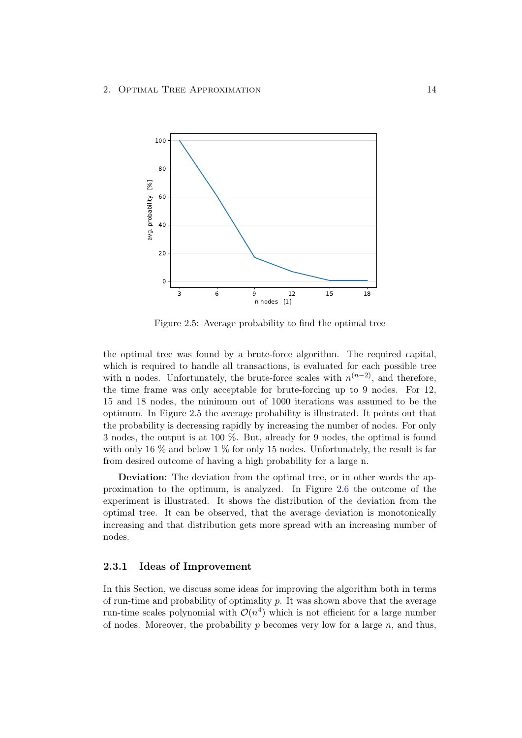Figure 2.5: Average probability to find the optimal tree

the optimal tree was found by a brute-force algorithm. The required capital, which is required to handle all transactions, is evaluated for each possible tree with n nodes. Unfortunately, the brute-force scales with $n^{(n-2)}$, and therefore, the time frame was only acceptable for brute-forcing up to 9 nodes. For 12, 15 and 18 nodes, the minimum out of 1000 iterations was assumed to be the optimum. In Figure 2.5 the average probability is illustrated. It points out that the probability is decreasing rapidly by increasing the number of nodes. For only 3 nodes, the output is at 100 %. But, already for 9 nodes, the optimal is found with only 16 % and below 1 % for only 15 nodes. Unfortunately, the result is far from desired outcome of having a high probability for a large n.

**Deviation**: The deviation from the optimal tree, or in other words the approximation to the optimum, is analyzed. In Figure 2.6 the outcome of the experiment is illustrated. It shows the distribution of the deviation from the optimal tree. It can be observed, that the average deviation is monotonically increasing and that distribution gets more spread with an increasing number of nodes.

### 2.3.1 Ideas of Improvement

In this Section, we discuss some ideas for improving the algorithm both in terms of run-time and probability of optimality $p$. It was shown above that the average run-time scales polynomial with $\mathcal{O}(n^4)$ which is not efficient for a large number of nodes. Moreover, the probability $p$ becomes very low for a large $n$, and thus,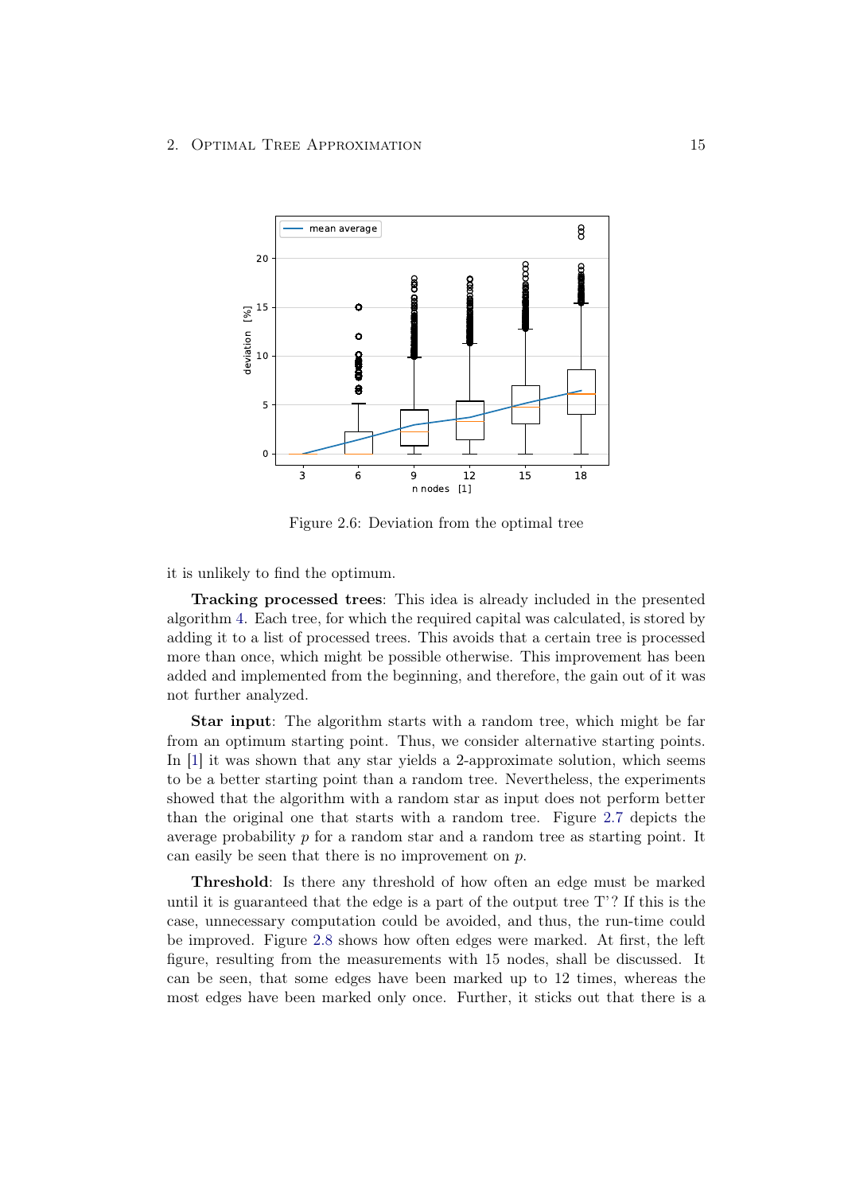Figure 2.6: Deviation from the optimal tree

it is unlikely to find the optimum.

**Tracking processed trees**: This idea is already included in the presented algorithm 4. Each tree, for which the required capital was calculated, is stored by adding it to a list of processed trees. This avoids that a certain tree is processed more than once, which might be possible otherwise. This improvement has been added and implemented from the beginning, and therefore, the gain out of it was not further analyzed.

**Star input**: The algorithm starts with a random tree, which might be far from an optimum starting point. Thus, we consider alternative starting points. In [1] it was shown that any star yields a 2-approximate solution, which seems to be a better starting point than a random tree. Nevertheless, the experiments showed that the algorithm with a random star as input does not perform better than the original one that starts with a random tree. Figure 2.7 depicts the average probability $p$ for a random star and a random tree as starting point. It can easily be seen that there is no improvement on $p$.

**Threshold**: Is there any threshold of how often an edge must be marked until it is guaranteed that the edge is a part of the output tree T'? If this is the case, unnecessary computation could be avoided, and thus, the run-time could be improved. Figure 2.8 shows how often edges were marked. At first, the left figure, resulting from the measurements with 15 nodes, shall be discussed. It can be seen, that some edges have been marked up to 12 times, whereas the most edges have been marked only once. Further, it sticks out that there is a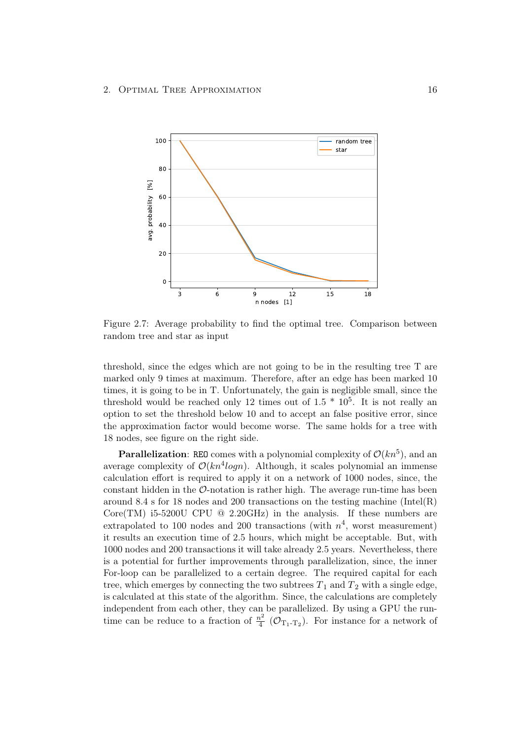Figure 2.7: Average probability to find the optimal tree. Comparison between random tree and star as input

threshold, since the edges which are not going to be in the resulting tree T are marked only 9 times at maximum. Therefore, after an edge has been marked 10 times, it is going to be in T. Unfortunately, the gain is negligible small, since the threshold would be reached only 12 times out of 1.5 * $10^5$. It is not really an option to set the threshold below 10 and to accept an false positive error, since the approximation factor would become worse. The same holds for a tree with 18 nodes, see figure on the right side.

**Parallelization**: `REO` comes with a polynomial complexity of $\mathcal{O}(kn^5)$, and an average complexity of $\mathcal{O}(kn^4 logn)$. Although, it scales polynomial an immense calculation effort is required to apply it on a network of 1000 nodes, since, the constant hidden in the $\mathcal{O}$-notation is rather high. The average run-time has been around 8.4 s for 18 nodes and 200 transactions on the testing machine (Intel(R) Core(TM) i5-5200U CPU @ 2.20GHz) in the analysis. If these numbers are extrapolated to 100 nodes and 200 transactions (with $n^4$, worst measurement) it results an execution time of 2.5 hours, which might be acceptable. But, with 1000 nodes and 200 transactions it will take already 2.5 years. Nevertheless, there is a potential for further improvements through parallelization, since, the inner For-loop can be parallelized to a certain degree. The required capital for each tree, which emerges by connecting the two subtrees $T_1$ and $T_2$ with a single edge, is calculated at this state of the algorithm. Since, the calculations are completely independent from each other, they can be parallelized. By using a GPU the run-time can be reduce to a fraction of $\frac{n^2}{4}$ ($\mathcal{O}_{\mathrm{T_1\text{-}T_2}}$). For instance for a network of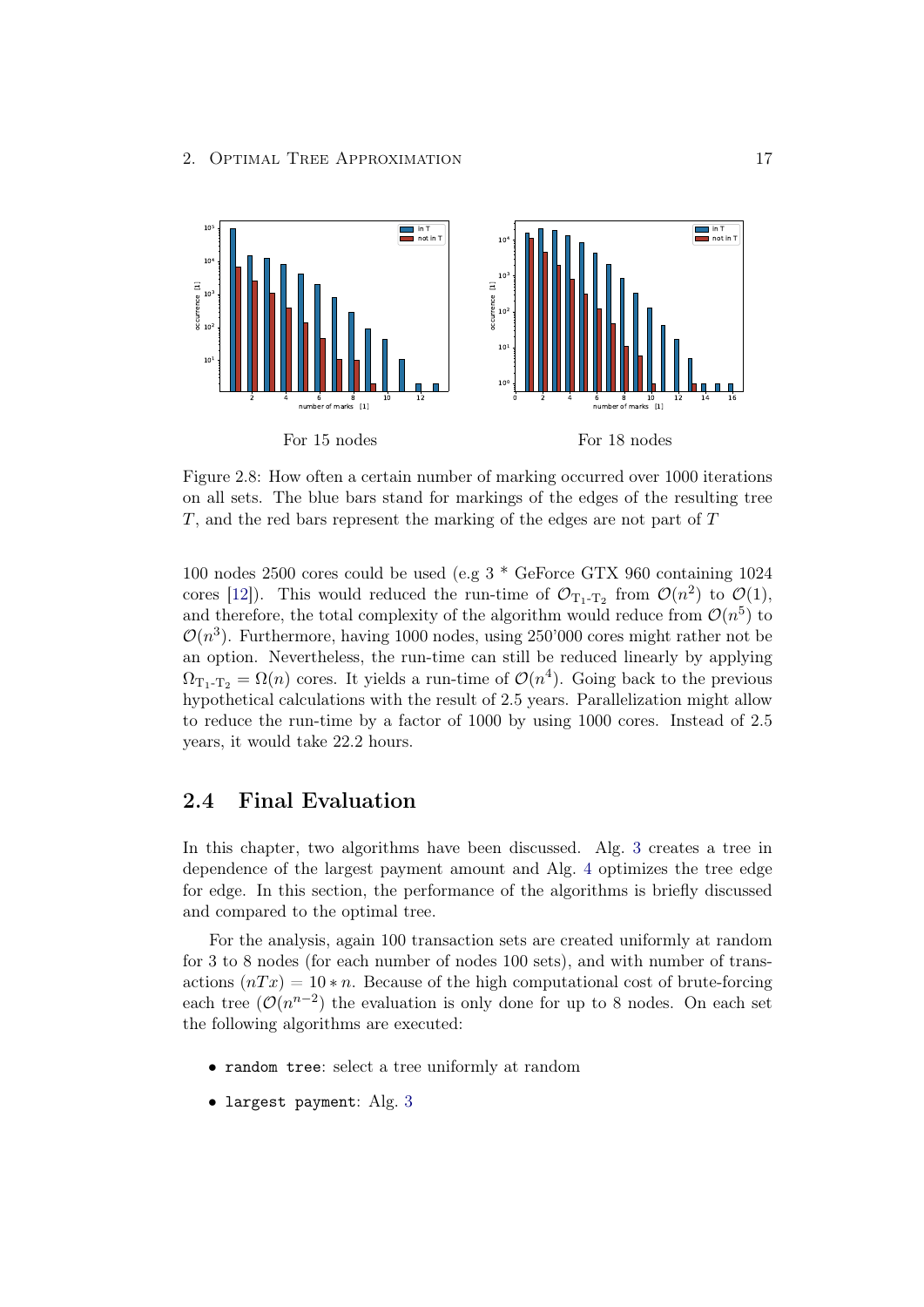For 15 nodes

For 18 nodes

Figure 2.8: How often a certain number of marking occurred over 1000 iterations on all sets. The blue bars stand for markings of the edges of the resulting tree $T$, and the red bars represent the marking of the edges are not part of $T$

100 nodes 2500 cores could be used (e.g 3 * GeForce GTX 960 containing 1024 cores [12]). This would reduced the run-time of $\mathcal{O}_{\mathrm{T_1\text{-}T_2}}$ from $\mathcal{O}(n^2)$ to $\mathcal{O}(1)$, and therefore, the total complexity of the algorithm would reduce from $\mathcal{O}(n^5)$ to $\mathcal{O}(n^3)$. Furthermore, having 1000 nodes, using 250'000 cores might rather not be an option. Nevertheless, the run-time can still be reduced linearly by applying $\Omega_{\mathrm{T_1\text{-}T_2}} = \Omega(n)$ cores. It yields a run-time of $\mathcal{O}(n^4)$. Going back to the previous hypothetical calculations with the result of 2.5 years. Parallelization might allow to reduce the run-time by a factor of 1000 by using 1000 cores. Instead of 2.5 years, it would take 22.2 hours.

## 2.4 Final Evaluation

In this chapter, two algorithms have been discussed. Alg. 3 creates a tree in dependence of the largest payment amount and Alg. 4 optimizes the tree edge for edge. In this section, the performance of the algorithms is briefly discussed and compared to the optimal tree.

For the analysis, again 100 transaction sets are created uniformly at random for 3 to 8 nodes (for each number of nodes 100 sets), and with number of transactions $(nTx) = 10 * n$. Because of the high computational cost of brute-forcing each tree ($\mathcal{O}(n^{n-2})$ the evaluation is only done for up to 8 nodes. On each set the following algorithms are executed:

- `random tree`: select a tree uniformly at random
- `largest payment`: Alg. 3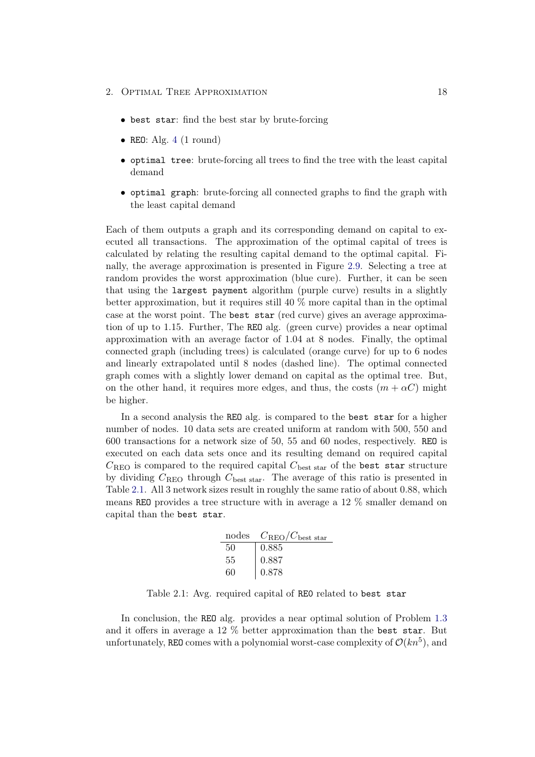- `best star`: find the best star by brute-forcing
- `REO`: Alg. 4 (1 round)
- `optimal tree`: brute-forcing all trees to find the tree with the least capital demand
- `optimal graph`: brute-forcing all connected graphs to find the graph with the least capital demand

Each of them outputs a graph and its corresponding demand on capital to executed all transactions. The approximation of the optimal capital of trees is calculated by relating the resulting capital demand to the optimal capital. Finally, the average approximation is presented in Figure 2.9. Selecting a tree at random provides the worst approximation (blue cure). Further, it can be seen that using the `largest payment` algorithm (purple curve) results in a slightly better approximation, but it requires still 40 % more capital than in the optimal case at the worst point. The `best star` (red curve) gives an average approximation of up to 1.15. Further, The `REO` alg. (green curve) provides a near optimal approximation with an average factor of 1.04 at 8 nodes. Finally, the optimal connected graph (including trees) is calculated (orange curve) for up to 6 nodes and linearly extrapolated until 8 nodes (dashed line). The optimal connected graph comes with a slightly lower demand on capital as the optimal tree. But, on the other hand, it requires more edges, and thus, the costs $(m + \alpha C)$ might be higher.

In a second analysis the `REO` alg. is compared to the `best star` for a higher number of nodes. 10 data sets are created uniform at random with 500, 550 and 600 transactions for a network size of 50, 55 and 60 nodes, respectively. `REO` is executed on each data sets once and its resulting demand on required capital $C_{\text{REO}}$ is compared to the required capital $C_{\text{best star}}$ of the `best star` structure by dividing $C_{\text{REO}}$ through $C_{\text{best star}}$. The average of this ratio is presented in Table 2.1. All 3 network sizes result in roughly the same ratio of about 0.88, which means `REO` provides a tree structure with in average a 12 % smaller demand on capital than the `best star`.

| nodes | $C_{\text{REO}}/C_{\text{best star}}$ |
|---|---|
| 50 | 0.885 |
| 55 | 0.887 |
| 60 | 0.878 |

Table 2.1: Avg. required capital of `REO` related to `best star`

In conclusion, the `REO` alg. provides a near optimal solution of Problem 1.3 and it offers in average a 12 % better approximation than the `best star`. But unfortunately, `REO` comes with a polynomial worst-case complexity of $\mathcal{O}(kn^5)$, and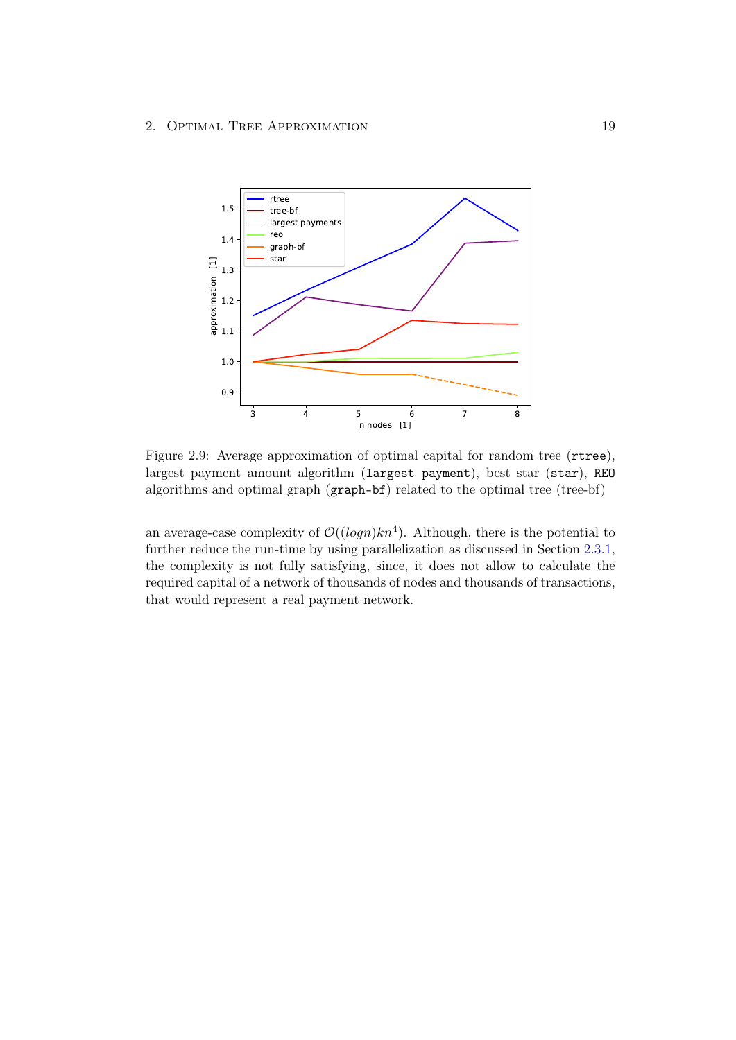Figure 2.9: Average approximation of optimal capital for random tree (`rtree`), largest payment amount algorithm (`largest payment`), best star (`star`), `REO` algorithms and optimal graph (`graph-bf`) related to the optimal tree (tree-bf)

an average-case complexity of $\mathcal{O}((logn)kn^4)$. Although, there is the potential to further reduce the run-time by using parallelization as discussed in Section 2.3.1, the complexity is not fully satisfying, since, it does not allow to calculate the required capital of a network of thousands of nodes and thousands of transactions, that would represent a real payment network.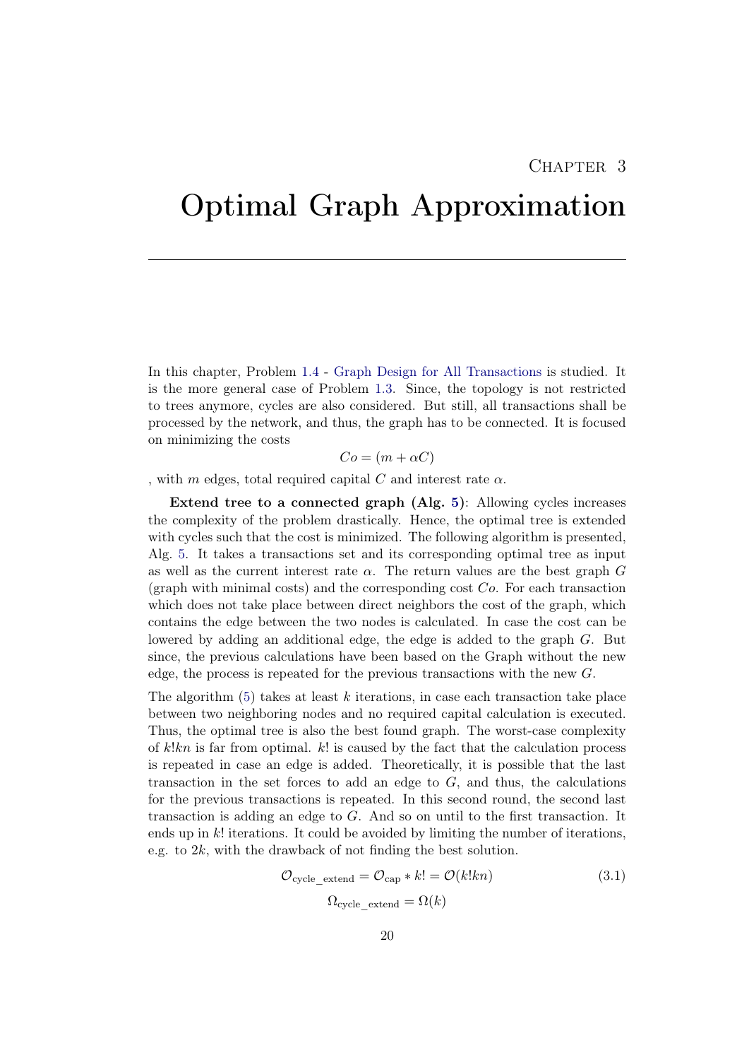# Chapter 3

# Optimal Graph Approximation

In this chapter, Problem 1.4 - Graph Design for All Transactions is studied. It is the more general case of Problem 1.3. Since, the topology is not restricted to trees anymore, cycles are also considered. But still, all transactions shall be processed by the network, and thus, the graph has to be connected. It is focused on minimizing the costs

$$Co = (m + \alpha C)$$

, with $m$ edges, total required capital $C$ and interest rate $\alpha$.

**Extend tree to a connected graph (Alg. 5)**: Allowing cycles increases the complexity of the problem drastically. Hence, the optimal tree is extended with cycles such that the cost is minimized. The following algorithm is presented, Alg. 5. It takes a transactions set and its corresponding optimal tree as input as well as the current interest rate $\alpha$. The return values are the best graph $G$ (graph with minimal costs) and the corresponding cost $Co$. For each transaction which does not take place between direct neighbors the cost of the graph, which contains the edge between the two nodes is calculated. In case the cost can be lowered by adding an additional edge, the edge is added to the graph $G$. But since, the previous calculations have been based on the Graph without the new edge, the process is repeated for the previous transactions with the new $G$.

The algorithm (5) takes at least $k$ iterations, in case each transaction take place between two neighboring nodes and no required capital calculation is executed. Thus, the optimal tree is also the best found graph. The worst-case complexity of $k!kn$ is far from optimal. $k!$ is caused by the fact that the calculation process is repeated in case an edge is added. Theoretically, it is possible that the last transaction in the set forces to add an edge to $G$, and thus, the calculations for the previous transactions is repeated. In this second round, the second last transaction is adding an edge to $G$. And so on until to the first transaction. It ends up in $k!$ iterations. It could be avoided by limiting the number of iterations, e.g. to $2k$, with the drawback of not finding the best solution.

$$\mathcal{O}_{\text{cycle\_extend}} = \mathcal{O}_{\text{cap}} * k! = \mathcal{O}(k!kn) \tag{3.1}$$

$$\Omega_{\text{cycle\_extend}} = \Omega(k)$$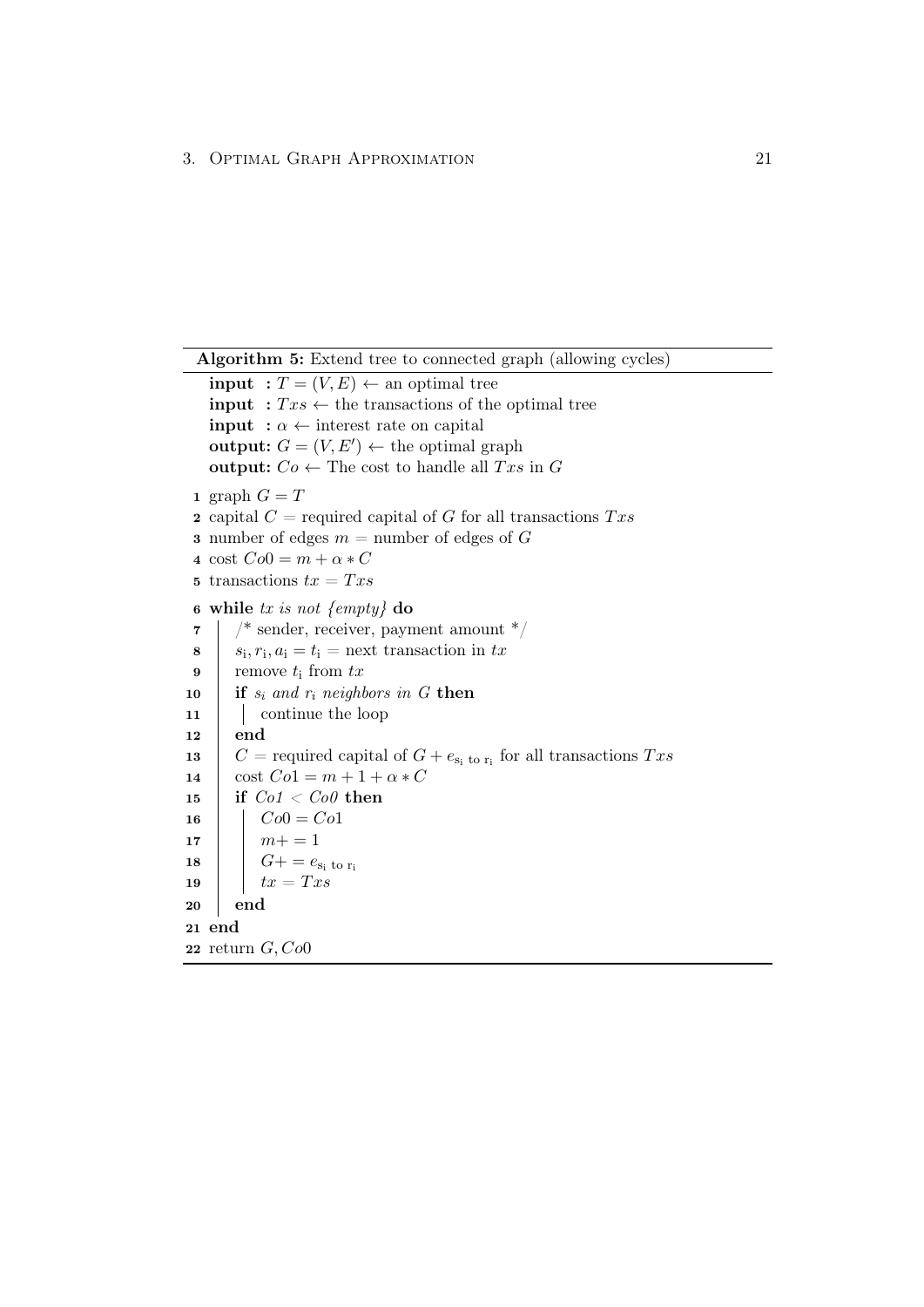**Algorithm 5:** Extend tree to connected graph (allowing cycles)

```
input : T = (V, E) ← an optimal tree
input : Txs ← the transactions of the optimal tree
input : α ← interest rate on capital
output: G = (V, E′) ← the optimal graph
output: Co ← The cost to handle all Txs in G

1  graph G = T
2  capital C = required capital of G for all transactions Txs
3  number of edges m = number of edges of G
4  cost Co0 = m + α ∗ C
5  transactions tx = Txs
6  while tx is not {empty} do
7      /* sender, receiver, payment amount */
8      s_i, r_i, a_i = t_i = next transaction in tx
9      remove t_i from tx
10     if s_i and r_i neighbors in G then
11         continue the loop
12     end
13     C = required capital of G + e_{s_i to r_i} for all transactions Txs
14     cost Co1 = m + 1 + α ∗ C
15     if Co1 < Co0 then
16         Co0 = Co1
17         m+ = 1
18         G+ = e_{s_i to r_i}
19         tx = Txs
20     end
21 end
22 return G, Co0
```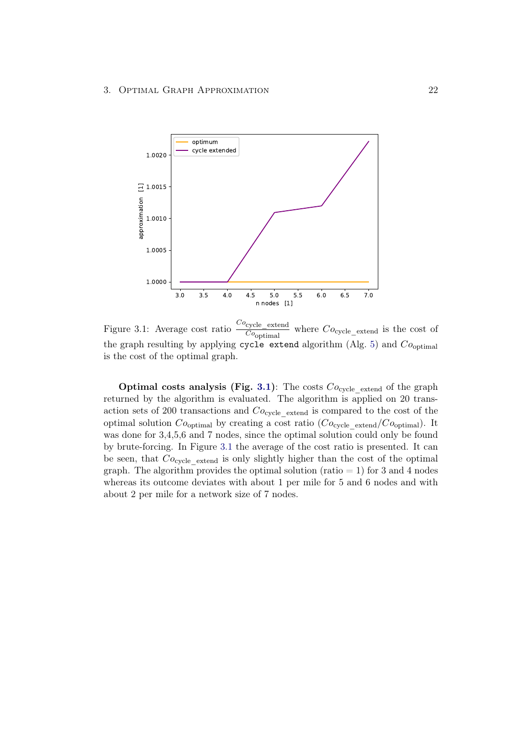Figure 3.1: Average cost ratio $\frac{Co_{\text{cycle\_extend}}}{Co_{\text{optimal}}}$ where $Co_{\text{cycle\_extend}}$ is the cost of the graph resulting by applying `cycle extend` algorithm (Alg. 5) and $Co_{\text{optimal}}$ is the cost of the optimal graph.

**Optimal costs analysis (Fig. 3.1)**: The costs $Co_{\text{cycle\_extend}}$ of the graph returned by the algorithm is evaluated. The algorithm is applied on 20 transaction sets of 200 transactions and $Co_{\text{cycle\_extend}}$ is compared to the cost of the optimal solution $Co_{\text{optimal}}$ by creating a cost ratio ($Co_{\text{cycle\_extend}}/Co_{\text{optimal}}$). It was done for 3,4,5,6 and 7 nodes, since the optimal solution could only be found by brute-forcing. In Figure 3.1 the average of the cost ratio is presented. It can be seen, that $Co_{\text{cycle\_extend}}$ is only slightly higher than the cost of the optimal graph. The algorithm provides the optimal solution (ratio $= 1$) for 3 and 4 nodes whereas its outcome deviates with about 1 per mile for 5 and 6 nodes and with about 2 per mile for a network size of 7 nodes.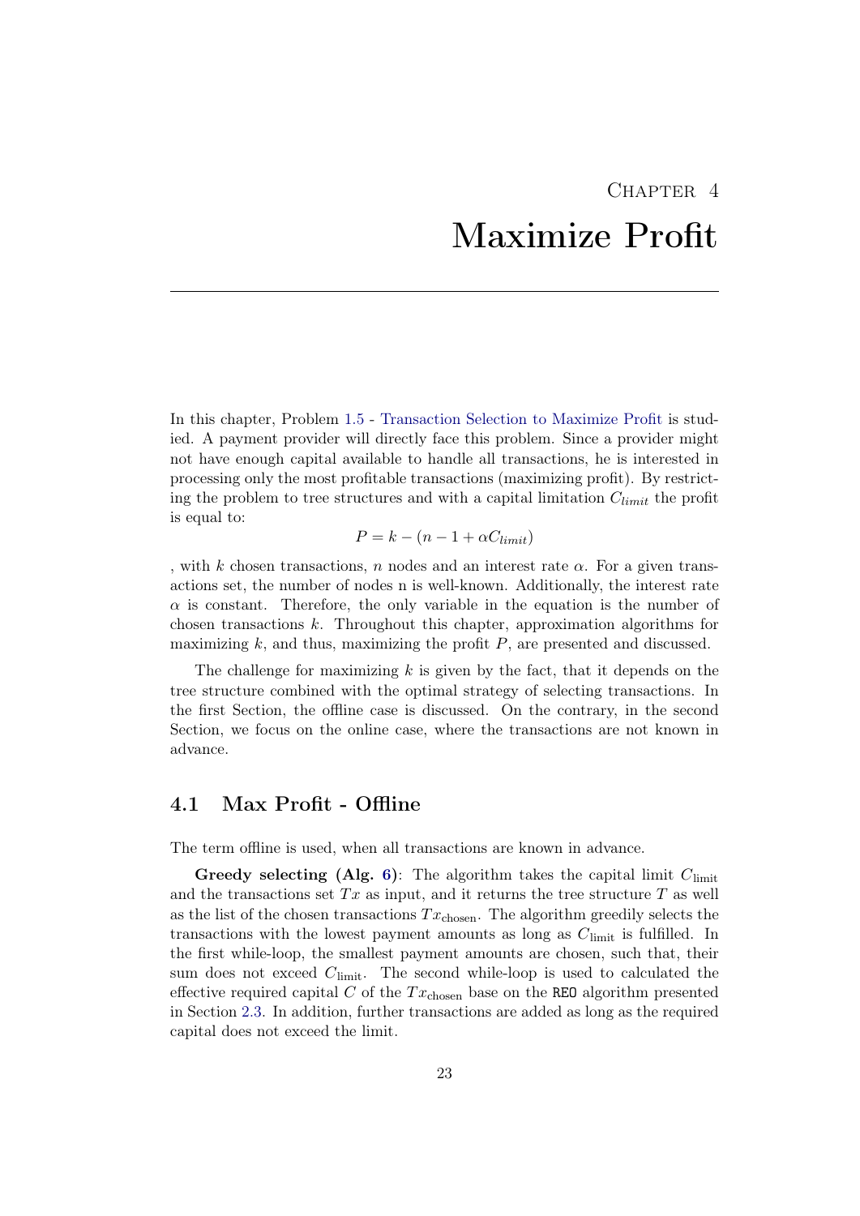# Chapter 4
# Maximize Profit

In this chapter, Problem 1.5 - Transaction Selection to Maximize Profit is studied. A payment provider will directly face this problem. Since a provider might not have enough capital available to handle all transactions, he is interested in processing only the most profitable transactions (maximizing profit). By restricting the problem to tree structures and with a capital limitation $C_{limit}$ the profit is equal to:

$$P = k - (n - 1 + \alpha C_{limit})$$

, with $k$ chosen transactions, $n$ nodes and an interest rate $\alpha$. For a given transactions set, the number of nodes n is well-known. Additionally, the interest rate $\alpha$ is constant. Therefore, the only variable in the equation is the number of chosen transactions $k$. Throughout this chapter, approximation algorithms for maximizing $k$, and thus, maximizing the profit $P$, are presented and discussed.

The challenge for maximizing $k$ is given by the fact, that it depends on the tree structure combined with the optimal strategy of selecting transactions. In the first Section, the offline case is discussed. On the contrary, in the second Section, we focus on the online case, where the transactions are not known in advance.

## 4.1 Max Profit - Offline

The term offline is used, when all transactions are known in advance.

**Greedy selecting (Alg. 6)**: The algorithm takes the capital limit $C_{\text{limit}}$ and the transactions set $Tx$ as input, and it returns the tree structure $T$ as well as the list of the chosen transactions $Tx_{\text{chosen}}$. The algorithm greedily selects the transactions with the lowest payment amounts as long as $C_{\text{limit}}$ is fulfilled. In the first while-loop, the smallest payment amounts are chosen, such that, their sum does not exceed $C_{\text{limit}}$. The second while-loop is used to calculated the effective required capital $C$ of the $Tx_{\text{chosen}}$ base on the `REO` algorithm presented in Section 2.3. In addition, further transactions are added as long as the required capital does not exceed the limit.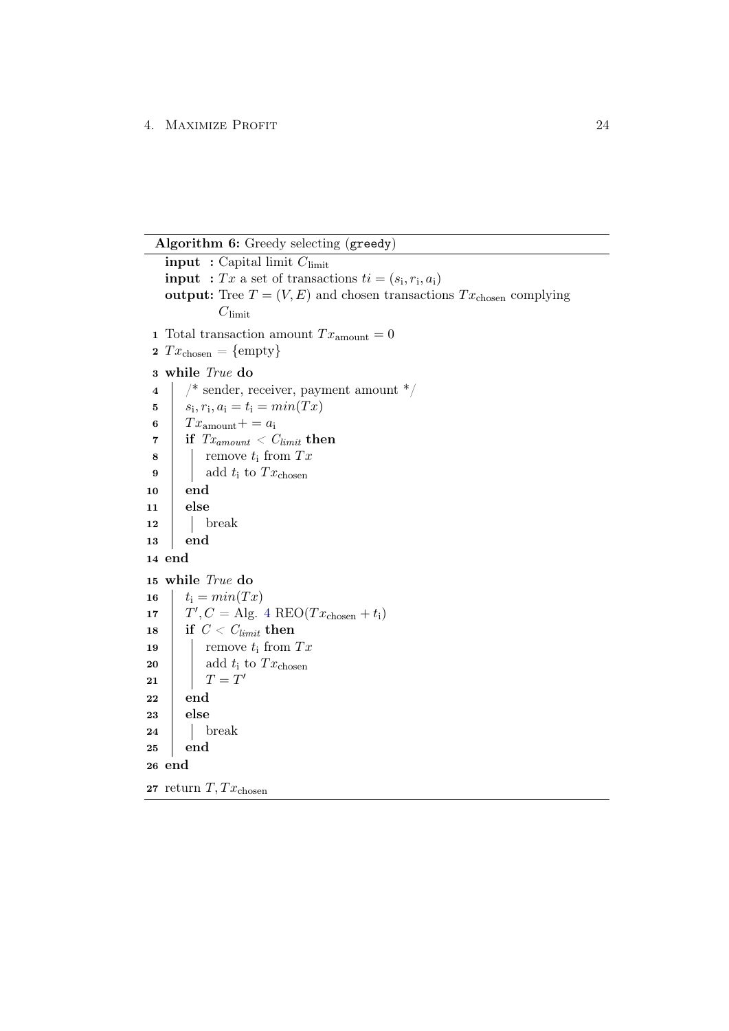**Algorithm 6:** Greedy selecting (`greedy`)

**input** : Capital limit $C_{\text{limit}}$
**input** : $Tx$ a set of transactions $ti = (s_{\text{i}}, r_{\text{i}}, a_{\text{i}})$
**output:** Tree $T = (V, E)$ and chosen transactions $Tx_{\text{chosen}}$ complying $C_{\text{limit}}$

```
1  Total transaction amount Tx_amount = 0
2  Tx_chosen = {empty}
3  while True do
4  |   /* sender, receiver, payment amount */
5  |   s_i, r_i, a_i = t_i = min(Tx)
6  |   Tx_amount += a_i
7  |   if Tx_amount < C_limit then
8  |   |   remove t_i from Tx
9  |   |   add t_i to Tx_chosen
10 |   end
11 |   else
12 |   |   break
13 |   end
14 end
15 while True do
16 |   t_i = min(Tx)
17 |   T', C = Alg. 4 REO(Tx_chosen + t_i)
18 |   if C < C_limit then
19 |   |   remove t_i from Tx
20 |   |   add t_i to Tx_chosen
21 |   |   T = T'
22 |   end
23 |   else
24 |   |   break
25 |   end
26 end
27 return T, Tx_chosen
```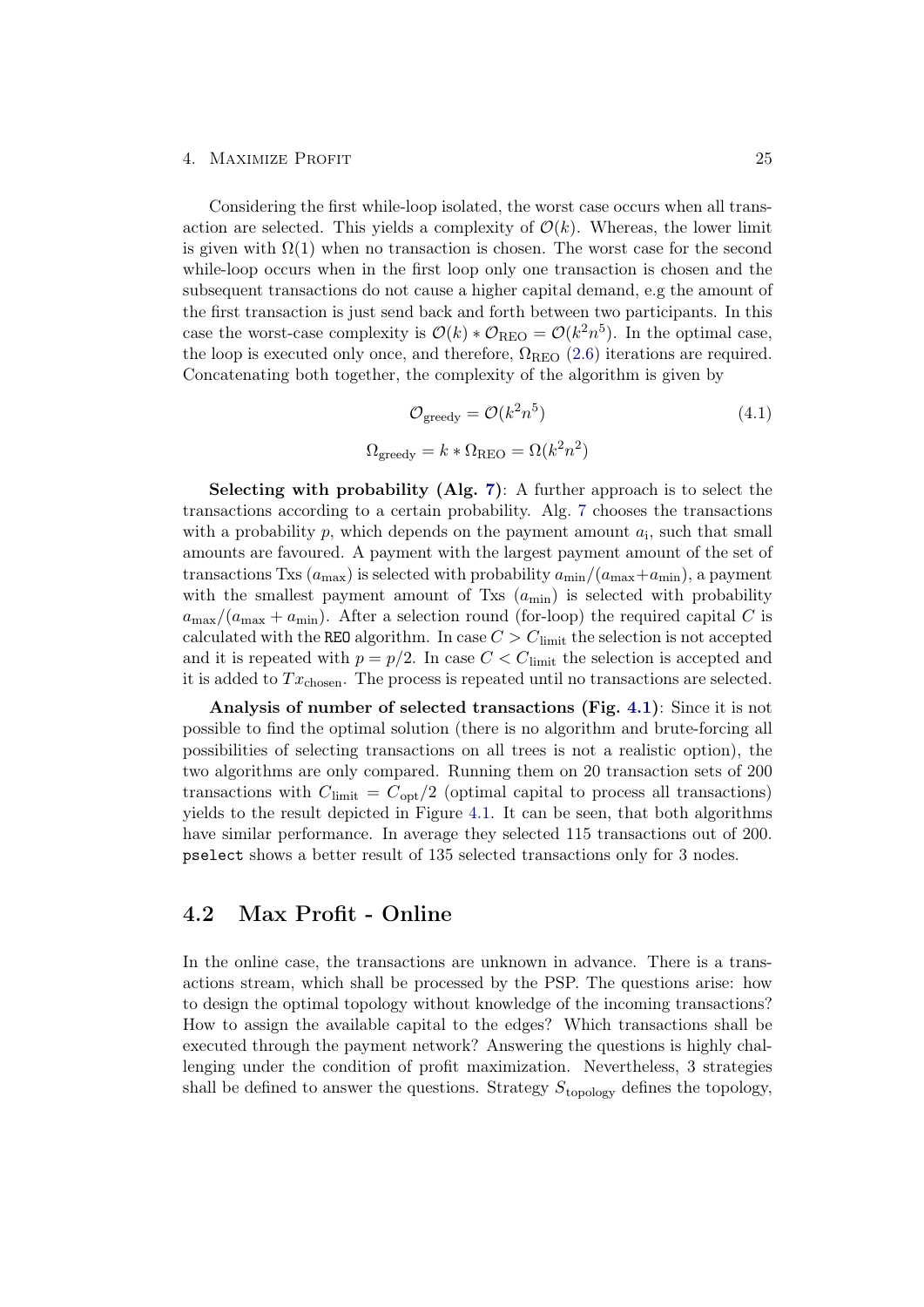Considering the first while-loop isolated, the worst case occurs when all transaction are selected. This yields a complexity of $\mathcal{O}(k)$. Whereas, the lower limit is given with $\Omega(1)$ when no transaction is chosen. The worst case for the second while-loop occurs when in the first loop only one transaction is chosen and the subsequent transactions do not cause a higher capital demand, e.g the amount of the first transaction is just send back and forth between two participants. In this case the worst-case complexity is $\mathcal{O}(k) * \mathcal{O}_{\text{REO}} = \mathcal{O}(k^2n^5)$. In the optimal case, the loop is executed only once, and therefore, $\Omega_{\text{REO}}$ (2.6) iterations are required. Concatenating both together, the complexity of the algorithm is given by

$$
\begin{aligned}
\mathcal{O}_{\text{greedy}} &= \mathcal{O}(k^2n^5) \\
\Omega_{\text{greedy}} &= k * \Omega_{\text{REO}} = \Omega(k^2n^2)
\end{aligned}
\tag{4.1}
$$

**Selecting with probability (Alg. 7)**: A further approach is to select the transactions according to a certain probability. Alg. 7 chooses the transactions with a probability $p$, which depends on the payment amount $a_i$, such that small amounts are favoured. A payment with the largest payment amount of the set of transactions Txs ($a_{\max}$) is selected with probability $a_{\min}/(a_{\max}+a_{\min})$, a payment with the smallest payment amount of Txs ($a_{\min}$) is selected with probability $a_{\max}/(a_{\max}+a_{\min})$. After a selection round (for-loop) the required capital $C$ is calculated with the `REO` algorithm. In case $C > C_{\text{limit}}$ the selection is not accepted and it is repeated with $p = p/2$. In case $C < C_{\text{limit}}$ the selection is accepted and it is added to $Tx_{\text{chosen}}$. The process is repeated until no transactions are selected.

**Analysis of number of selected transactions (Fig. 4.1)**: Since it is not possible to find the optimal solution (there is no algorithm and brute-forcing all possibilities of selecting transactions on all trees is not a realistic option), the two algorithms are only compared. Running them on 20 transaction sets of 200 transactions with $C_{\text{limit}} = C_{\text{opt}}/2$ (optimal capital to process all transactions) yields to the result depicted in Figure 4.1. It can be seen, that both algorithms have similar performance. In average they selected 115 transactions out of 200. `pselect` shows a better result of 135 selected transactions only for 3 nodes.

## 4.2 Max Profit - Online

In the online case, the transactions are unknown in advance. There is a transactions stream, which shall be processed by the PSP. The questions arise: how to design the optimal topology without knowledge of the incoming transactions? How to assign the available capital to the edges? Which transactions shall be executed through the payment network? Answering the questions is highly challenging under the condition of profit maximization. Nevertheless, 3 strategies shall be defined to answer the questions. Strategy $S_{\text{topology}}$ defines the topology,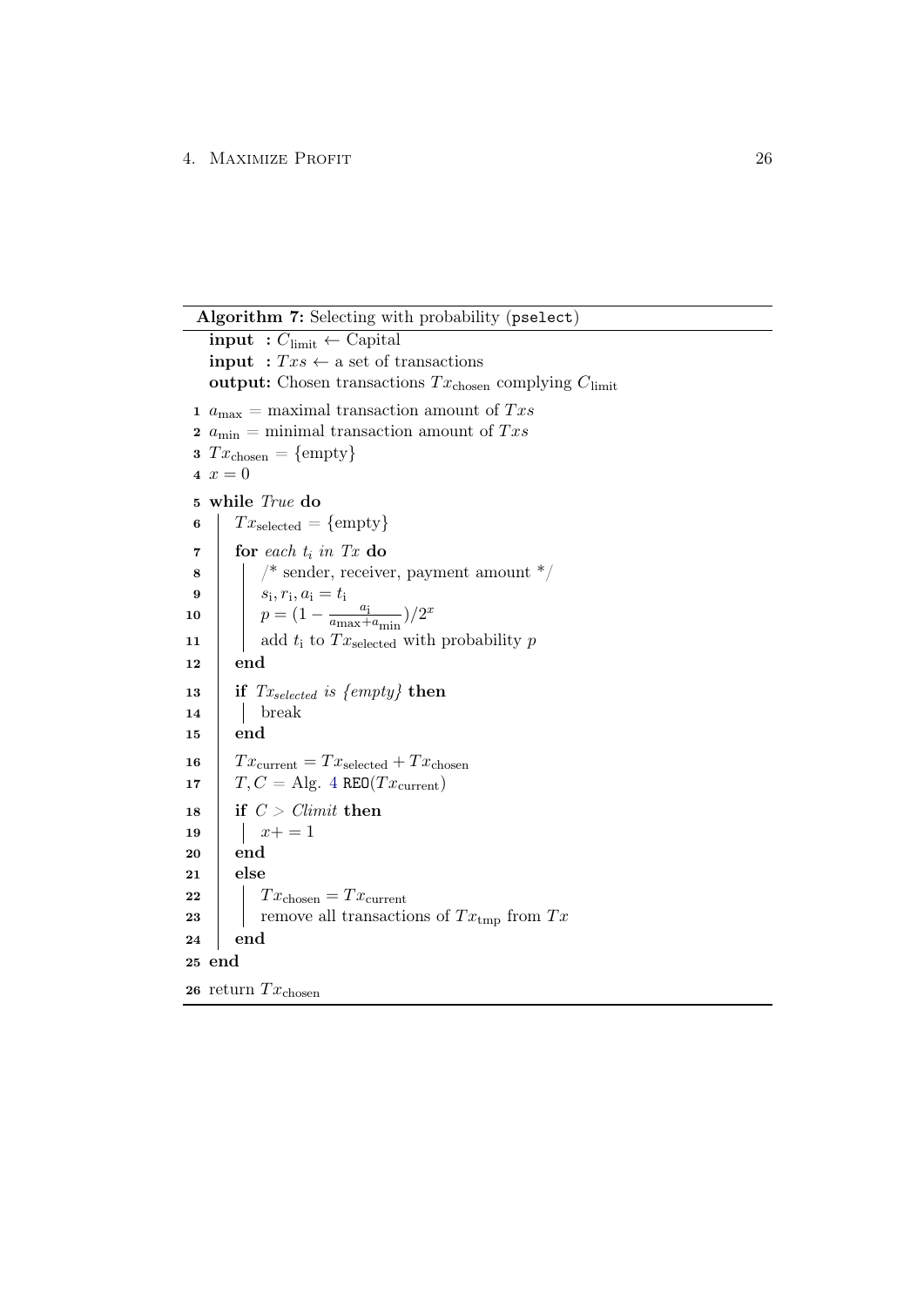**Algorithm 7:** Selecting with probability (`pselect`)

**input** : $C_{\text{limit}} \leftarrow$ Capital
**input** : $Txs \leftarrow$ a set of transactions
**output:** Chosen transactions $Tx_{\text{chosen}}$ complying $C_{\text{limit}}$

```
1  a_max = maximal transaction amount of Txs
2  a_min = minimal transaction amount of Txs
3  Tx_chosen = {empty}
4  x = 0
5  while True do
6      Tx_selected = {empty}
7      for each t_i in Tx do
8          /* sender, receiver, payment amount */
9          s_i, r_i, a_i = t_i
10         p = (1 - a_i / (a_max + a_min)) / 2^x
11         add t_i to Tx_selected with probability p
12     end
13     if Tx_selected is {empty} then
14         break
15     end
16     Tx_current = Tx_selected + Tx_chosen
17     T, C = Alg. 4 REO(Tx_current)
18     if C > Climit then
19         x += 1
20     end
21     else
22         Tx_chosen = Tx_current
23         remove all transactions of Tx_tmp from Tx
24     end
25 end
26 return Tx_chosen
```

Line 10: $p = \left(1 - \frac{a_{\text{i}}}{a_{\text{max}} + a_{\text{min}}}\right) / 2^x$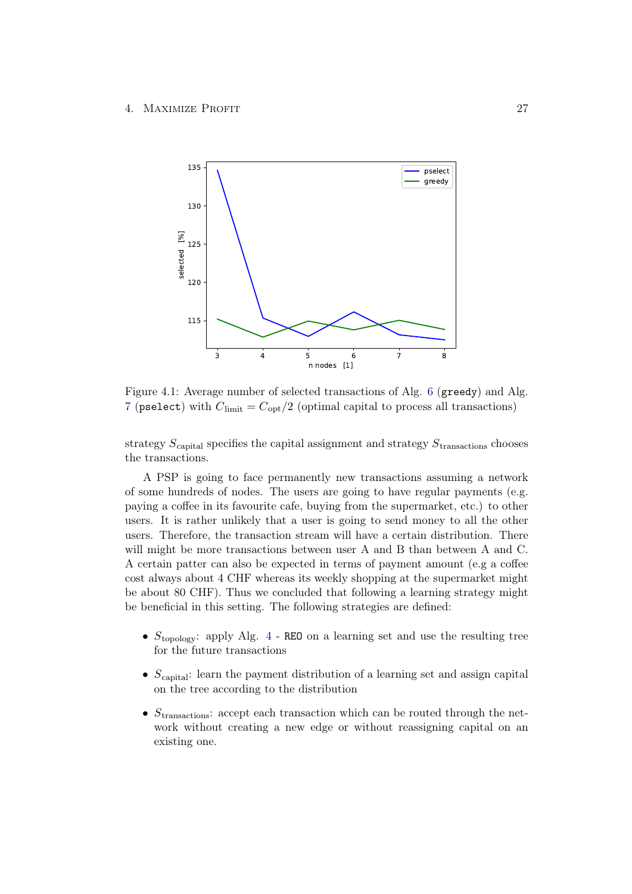Figure 4.1: Average number of selected transactions of Alg. 6 (`greedy`) and Alg. 7 (`pselect`) with $C_{\text{limit}} = C_{\text{opt}}/2$ (optimal capital to process all transactions)

strategy $S_{\text{capital}}$ specifies the capital assignment and strategy $S_{\text{transactions}}$ chooses the transactions.

A PSP is going to face permanently new transactions assuming a network of some hundreds of nodes. The users are going to have regular payments (e.g. paying a coffee in its favourite cafe, buying from the supermarket, etc.) to other users. It is rather unlikely that a user is going to send money to all the other users. Therefore, the transaction stream will have a certain distribution. There will might be more transactions between user A and B than between A and C. A certain patter can also be expected in terms of payment amount (e.g a coffee cost always about 4 CHF whereas its weekly shopping at the supermarket might be about 80 CHF). Thus we concluded that following a learning strategy might be beneficial in this setting. The following strategies are defined:

- $S_{\text{topology}}$: apply Alg. 4 - `REO` on a learning set and use the resulting tree for the future transactions
- $S_{\text{capital}}$: learn the payment distribution of a learning set and assign capital on the tree according to the distribution
- $S_{\text{transactions}}$: accept each transaction which can be routed through the network without creating a new edge or without reassigning capital on an existing one.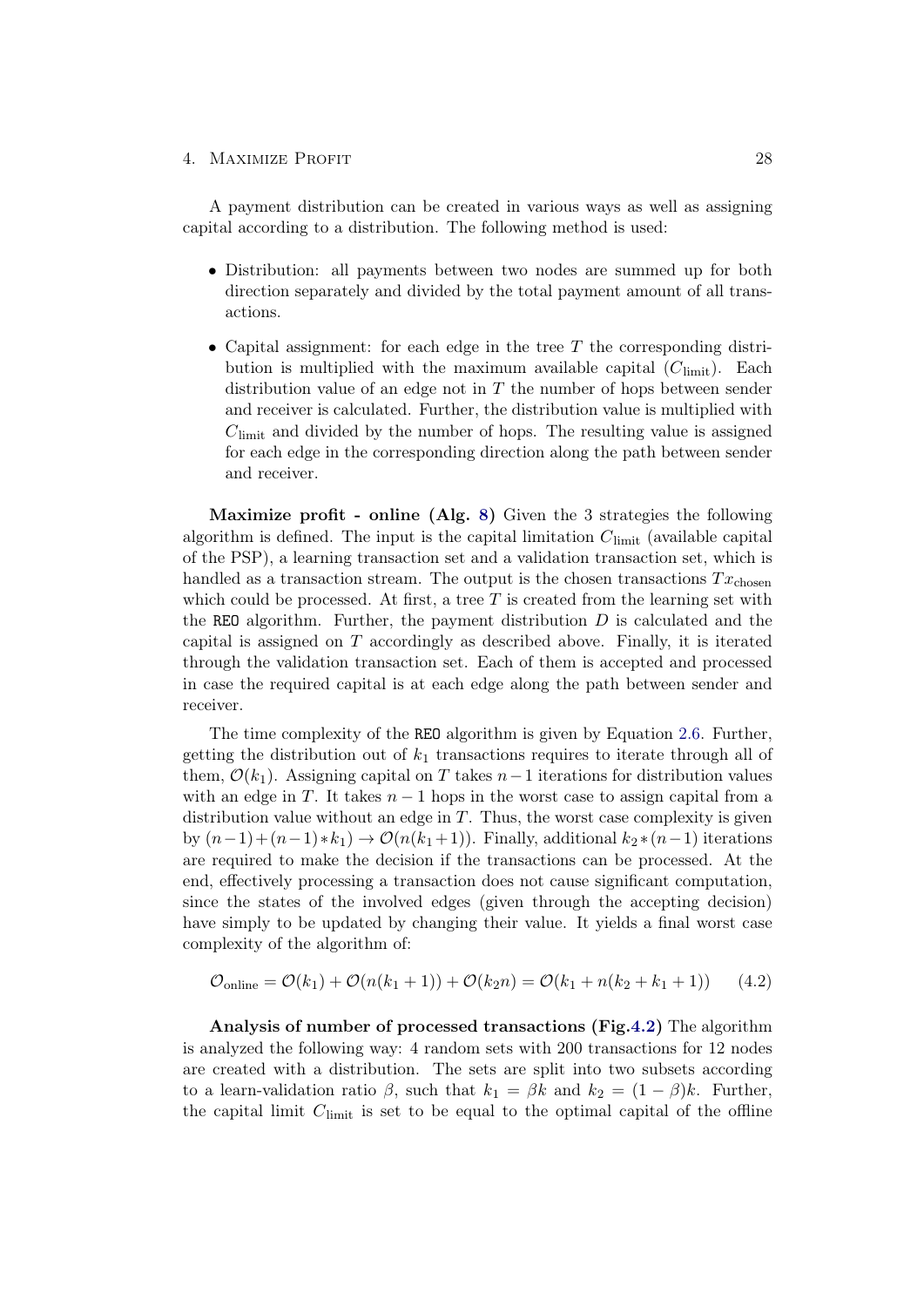A payment distribution can be created in various ways as well as assigning capital according to a distribution. The following method is used:

- Distribution: all payments between two nodes are summed up for both direction separately and divided by the total payment amount of all transactions.
- Capital assignment: for each edge in the tree $T$ the corresponding distribution is multiplied with the maximum available capital ($C_{\text{limit}}$). Each distribution value of an edge not in $T$ the number of hops between sender and receiver is calculated. Further, the distribution value is multiplied with $C_{\text{limit}}$ and divided by the number of hops. The resulting value is assigned for each edge in the corresponding direction along the path between sender and receiver.

**Maximize profit - online (Alg. 8)** Given the 3 strategies the following algorithm is defined. The input is the capital limitation $C_{\text{limit}}$ (available capital of the PSP), a learning transaction set and a validation transaction set, which is handled as a transaction stream. The output is the chosen transactions $Tx_{\text{chosen}}$ which could be processed. At first, a tree $T$ is created from the learning set with the `REO` algorithm. Further, the payment distribution $D$ is calculated and the capital is assigned on $T$ accordingly as described above. Finally, it is iterated through the validation transaction set. Each of them is accepted and processed in case the required capital is at each edge along the path between sender and receiver.

The time complexity of the `REO` algorithm is given by Equation 2.6. Further, getting the distribution out of $k_1$ transactions requires to iterate through all of them, $\mathcal{O}(k_1)$. Assigning capital on $T$ takes $n-1$ iterations for distribution values with an edge in $T$. It takes $n-1$ hops in the worst case to assign capital from a distribution value without an edge in $T$. Thus, the worst case complexity is given by $(n-1)+(n-1)*k_1) \rightarrow \mathcal{O}(n(k_1+1))$. Finally, additional $k_2*(n-1)$ iterations are required to make the decision if the transactions can be processed. At the end, effectively processing a transaction does not cause significant computation, since the states of the involved edges (given through the accepting decision) have simply to be updated by changing their value. It yields a final worst case complexity of the algorithm of:

$$\mathcal{O}_{\text{online}} = \mathcal{O}(k_1) + \mathcal{O}(n(k_1+1)) + \mathcal{O}(k_2 n) = \mathcal{O}(k_1 + n(k_2 + k_1 + 1)) \qquad (4.2)$$

**Analysis of number of processed transactions (Fig.4.2)** The algorithm is analyzed the following way: 4 random sets with 200 transactions for 12 nodes are created with a distribution. The sets are split into two subsets according to a learn-validation ratio $\beta$, such that $k_1 = \beta k$ and $k_2 = (1-\beta)k$. Further, the capital limit $C_{\text{limit}}$ is set to be equal to the optimal capital of the offline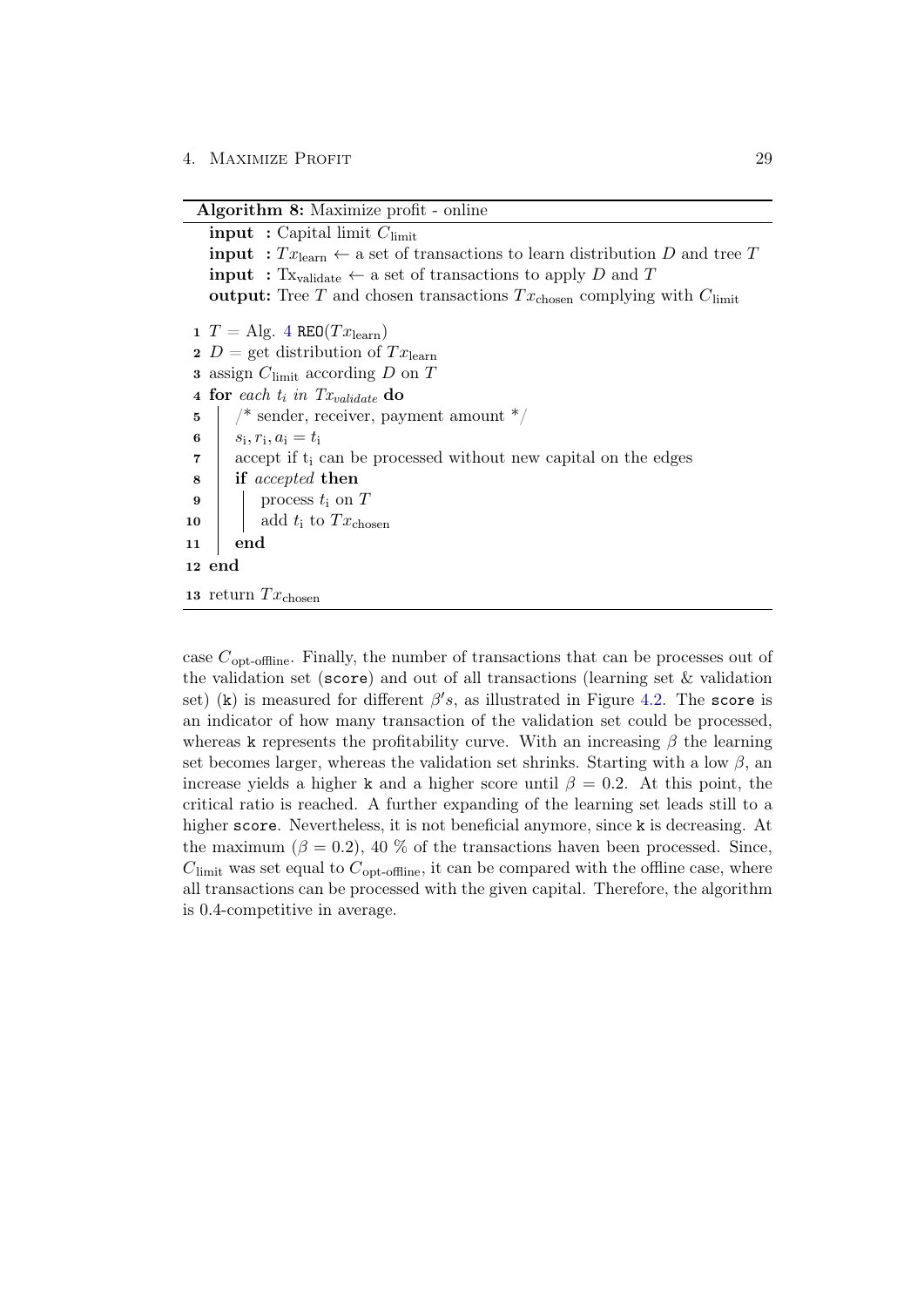**Algorithm 8:** Maximize profit - online

```
input  : Capital limit C_limit
input  : Tx_learn ← a set of transactions to learn distribution D and tree T
input  : Tx_validate ← a set of transactions to apply D and T
output: Tree T and chosen transactions Tx_chosen complying with C_limit

1  T = Alg. 4 REO(Tx_learn)
2  D = get distribution of Tx_learn
3  assign C_limit according D on T
4  for each t_i in Tx_validate do
5      /* sender, receiver, payment amount */
6      s_i, r_i, a_i = t_i
7      accept if t_i can be processed without new capital on the edges
8      if accepted then
9          process t_i on T
10         add t_i to Tx_chosen
11     end
12 end
13 return Tx_chosen
```

case $C_{\text{opt-offline}}$. Finally, the number of transactions that can be processes out of the validation set (`score`) and out of all transactions (learning set & validation set) (`k`) is measured for different $\beta's$, as illustrated in Figure 4.2. The `score` is an indicator of how many transaction of the validation set could be processed, whereas `k` represents the profitability curve. With an increasing $\beta$ the learning set becomes larger, whereas the validation set shrinks. Starting with a low $\beta$, an increase yields a higher `k` and a higher score until $\beta = 0.2$. At this point, the critical ratio is reached. A further expanding of the learning set leads still to a higher `score`. Nevertheless, it is not beneficial anymore, since `k` is decreasing. At the maximum ($\beta = 0.2$), 40 % of the transactions haven been processed. Since, $C_{\text{limit}}$ was set equal to $C_{\text{opt-offline}}$, it can be compared with the offline case, where all transactions can be processed with the given capital. Therefore, the algorithm is 0.4-competitive in average.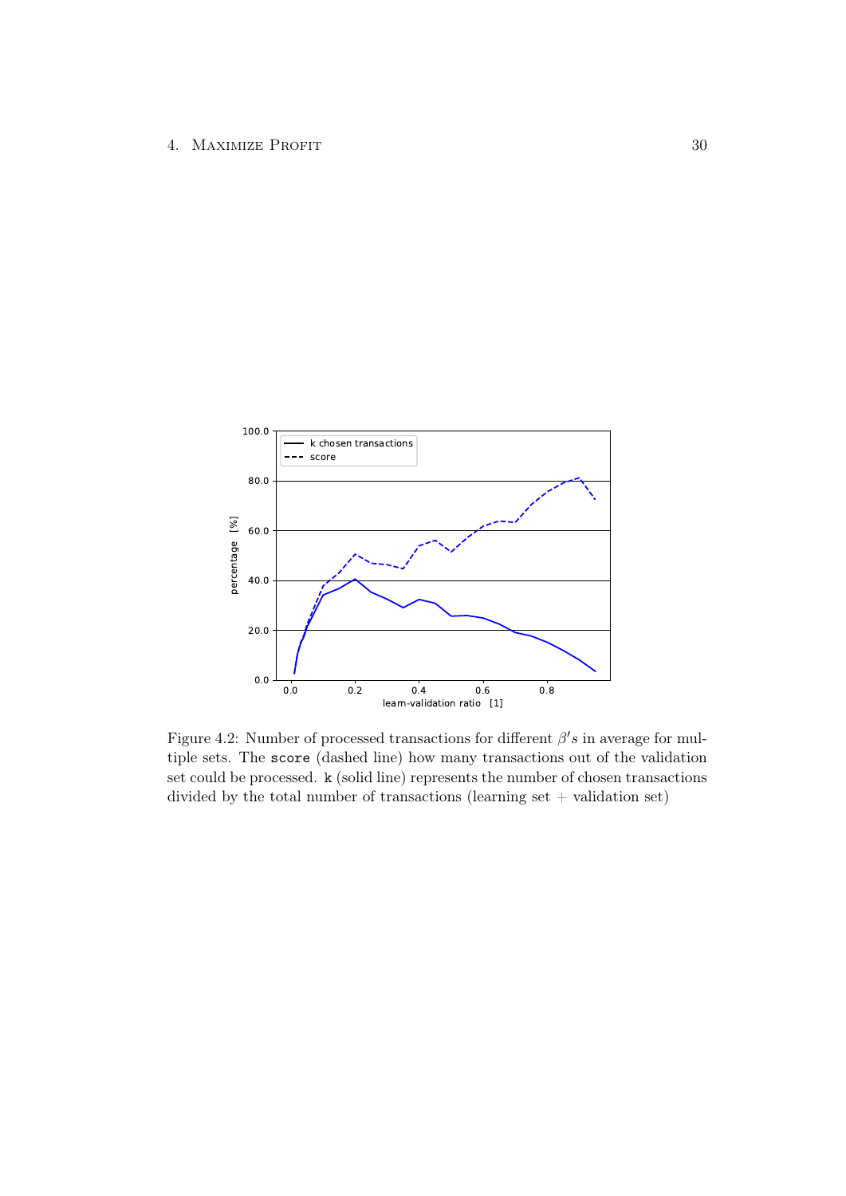Figure 4.2: Number of processed transactions for different $\beta's$ in average for multiple sets. The `score` (dashed line) how many transactions out of the validation set could be processed. `k` (solid line) represents the number of chosen transactions divided by the total number of transactions (learning set + validation set)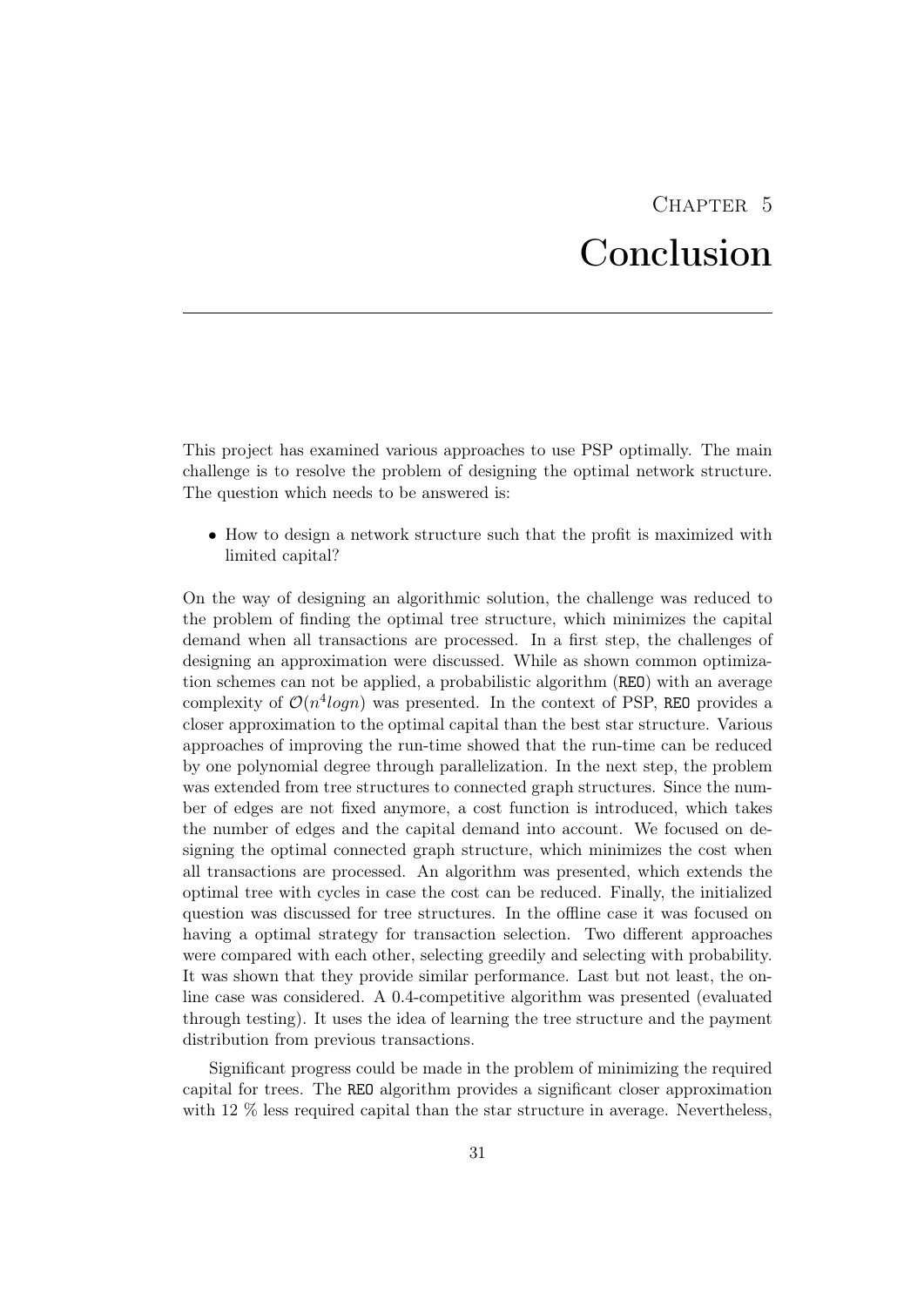# Chapter 5
# Conclusion

This project has examined various approaches to use PSP optimally. The main challenge is to resolve the problem of designing the optimal network structure. The question which needs to be answered is:

- How to design a network structure such that the profit is maximized with limited capital?

On the way of designing an algorithmic solution, the challenge was reduced to the problem of finding the optimal tree structure, which minimizes the capital demand when all transactions are processed. In a first step, the challenges of designing an approximation were discussed. While as shown common optimization schemes can not be applied, a probabilistic algorithm (REO) with an average complexity of $\mathcal{O}(n^4 logn)$ was presented. In the context of PSP, REO provides a closer approximation to the optimal capital than the best star structure. Various approaches of improving the run-time showed that the run-time can be reduced by one polynomial degree through parallelization. In the next step, the problem was extended from tree structures to connected graph structures. Since the number of edges are not fixed anymore, a cost function is introduced, which takes the number of edges and the capital demand into account. We focused on designing the optimal connected graph structure, which minimizes the cost when all transactions are processed. An algorithm was presented, which extends the optimal tree with cycles in case the cost can be reduced. Finally, the initialized question was discussed for tree structures. In the offline case it was focused on having a optimal strategy for transaction selection. Two different approaches were compared with each other, selecting greedily and selecting with probability. It was shown that they provide similar performance. Last but not least, the online case was considered. A 0.4-competitive algorithm was presented (evaluated through testing). It uses the idea of learning the tree structure and the payment distribution from previous transactions.

Significant progress could be made in the problem of minimizing the required capital for trees. The REO algorithm provides a significant closer approximation with 12 % less required capital than the star structure in average. Nevertheless,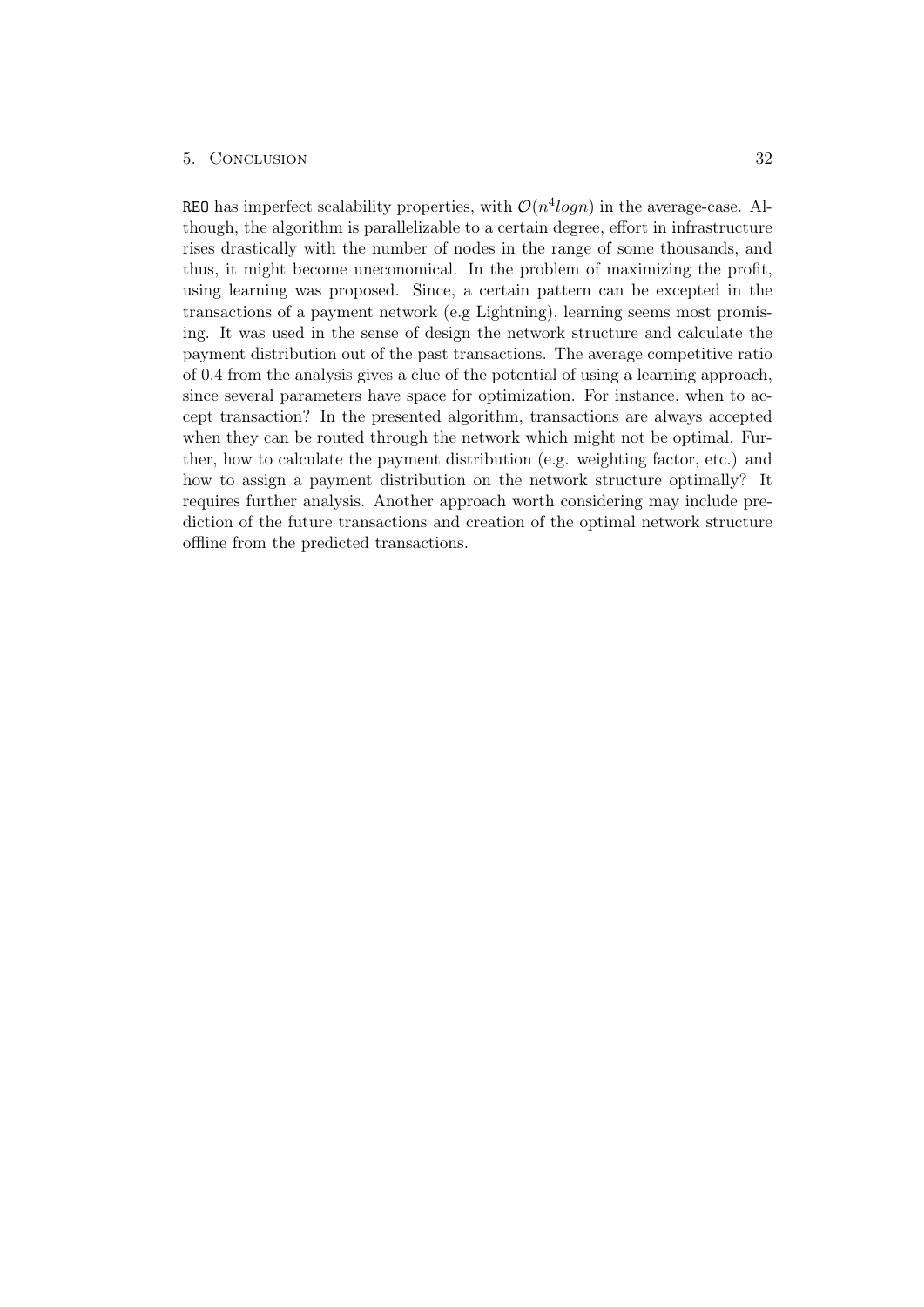`REO` has imperfect scalability properties, with $\mathcal{O}(n^4 logn)$ in the average-case. Although, the algorithm is parallelizable to a certain degree, effort in infrastructure rises drastically with the number of nodes in the range of some thousands, and thus, it might become uneconomical. In the problem of maximizing the profit, using learning was proposed. Since, a certain pattern can be excepted in the transactions of a payment network (e.g Lightning), learning seems most promising. It was used in the sense of design the network structure and calculate the payment distribution out of the past transactions. The average competitive ratio of 0.4 from the analysis gives a clue of the potential of using a learning approach, since several parameters have space for optimization. For instance, when to accept transaction? In the presented algorithm, transactions are always accepted when they can be routed through the network which might not be optimal. Further, how to calculate the payment distribution (e.g. weighting factor, etc.) and how to assign a payment distribution on the network structure optimally? It requires further analysis. Another approach worth considering may include prediction of the future transactions and creation of the optimal network structure offline from the predicted transactions.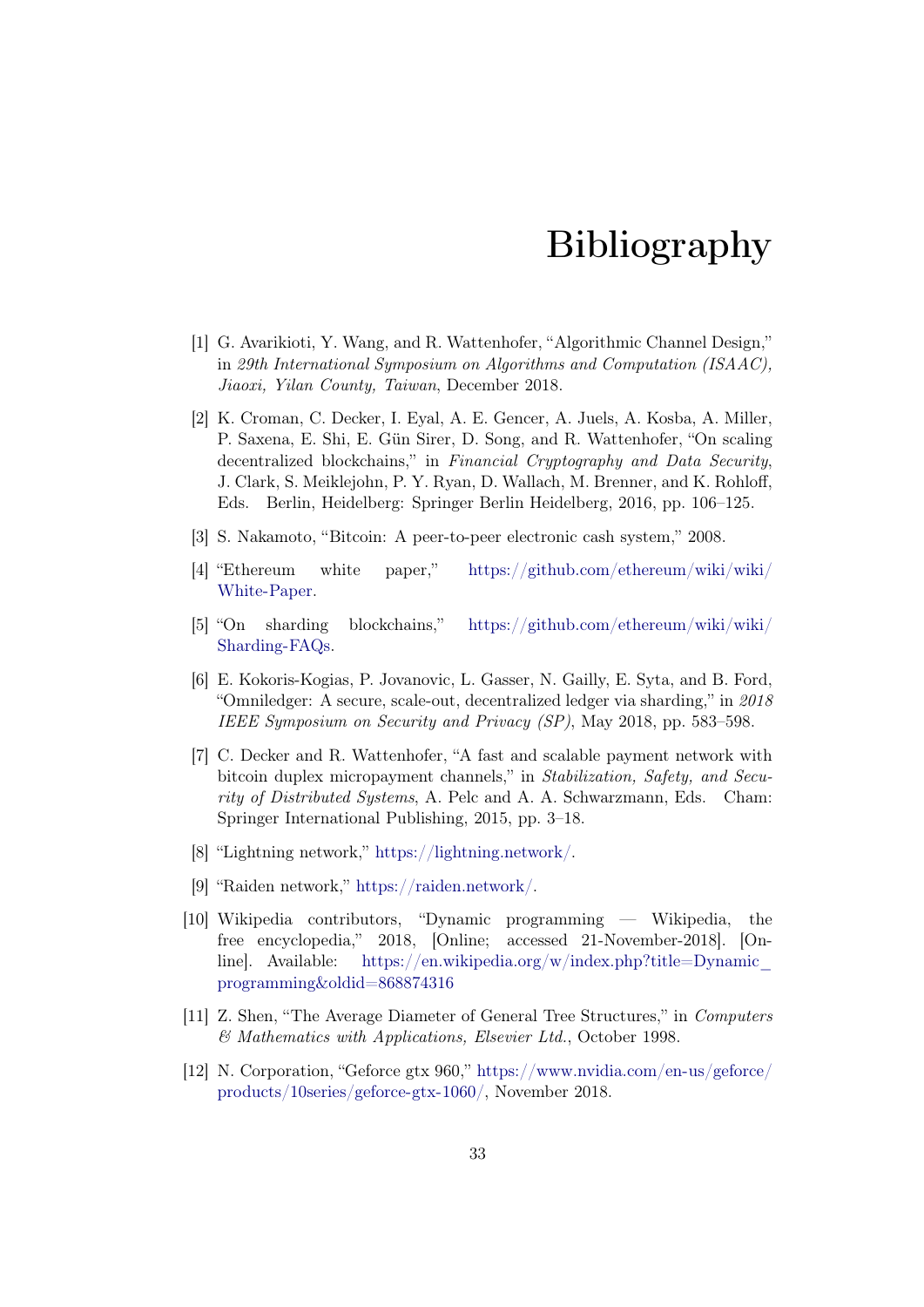# Bibliography

[1] G. Avarikioti, Y. Wang, and R. Wattenhofer, "Algorithmic Channel Design," in *29th International Symposium on Algorithms and Computation (ISAAC), Jiaoxi, Yilan County, Taiwan*, December 2018.

[2] K. Croman, C. Decker, I. Eyal, A. E. Gencer, A. Juels, A. Kosba, A. Miller, P. Saxena, E. Shi, E. Gün Sirer, D. Song, and R. Wattenhofer, "On scaling decentralized blockchains," in *Financial Cryptography and Data Security*, J. Clark, S. Meiklejohn, P. Y. Ryan, D. Wallach, M. Brenner, and K. Rohloff, Eds. Berlin, Heidelberg: Springer Berlin Heidelberg, 2016, pp. 106–125.

[3] S. Nakamoto, "Bitcoin: A peer-to-peer electronic cash system," 2008.

[4] "Ethereum white paper," https://github.com/ethereum/wiki/wiki/White-Paper.

[5] "On sharding blockchains," https://github.com/ethereum/wiki/wiki/Sharding-FAQs.

[6] E. Kokoris-Kogias, P. Jovanovic, L. Gasser, N. Gailly, E. Syta, and B. Ford, "Omniledger: A secure, scale-out, decentralized ledger via sharding," in *2018 IEEE Symposium on Security and Privacy (SP)*, May 2018, pp. 583–598.

[7] C. Decker and R. Wattenhofer, "A fast and scalable payment network with bitcoin duplex micropayment channels," in *Stabilization, Safety, and Security of Distributed Systems*, A. Pelc and A. A. Schwarzmann, Eds. Cham: Springer International Publishing, 2015, pp. 3–18.

[8] "Lightning network," https://lightning.network/.

[9] "Raiden network," https://raiden.network/.

[10] Wikipedia contributors, "Dynamic programming — Wikipedia, the free encyclopedia," 2018, [Online; accessed 21-November-2018]. [Online]. Available: https://en.wikipedia.org/w/index.php?title=Dynamic_programming&oldid=868874316

[11] Z. Shen, "The Average Diameter of General Tree Structures," in *Computers & Mathematics with Applications, Elsevier Ltd.*, October 1998.

[12] N. Corporation, "Geforce gtx 960," https://www.nvidia.com/en-us/geforce/products/10series/geforce-gtx-1060/, November 2018.